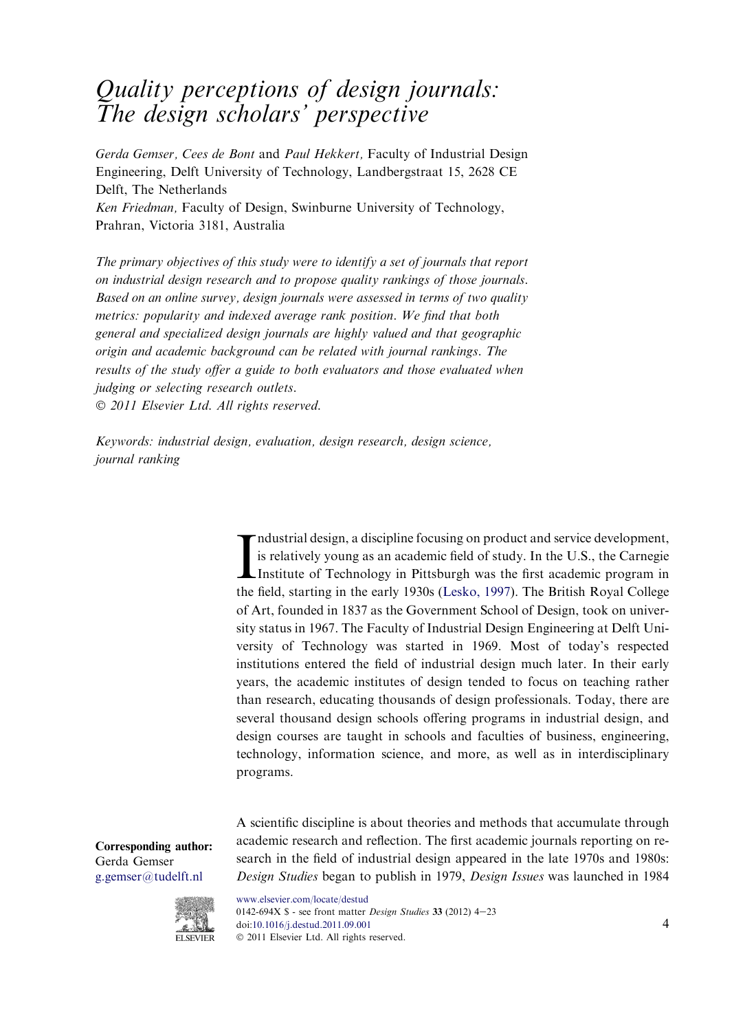# *Quality perceptions of design journals: The design scholars' perspective*

*Gerda Gemser, Cees de Bont* and *Paul Hekkert,* Faculty of Industrial Design Engineering, Delft University of Technology, Landbergstraat 15, 2628 CE Delft, The Netherlands

*Ken Friedman,* Faculty of Design, Swinburne University of Technology, Prahran, Victoria 3181, Australia

*The primary objectives of this study were to identify a set of journals that report on industrial design research and to propose quality rankings of those journals. Based on an online survey, design journals were assessed in terms of two quality metrics: popularity and indexed average rank position. We find that both general and specialized design journals are highly valued and that geographic origin and academic background can be related with journal rankings. The results of the study offer a guide to both evaluators and those evaluated when judging or selecting research outlets.*

*© 2011 Elsevier Ltd. All rights reserved.*

*Keywords: industrial design, evaluation, design research, design science, journal ranking*

Industrial design, a discipline focusing on product and service development, is relatively young as an academic field of study. In the U.S., the Carnegie Institute of Technology in Pittsburgh was the first academic program in the field, starting in the early 1930s (Lesko, 1997). The British Royal College of Art, founded in 1837 as the Government School of Design, took on university status in 1967. The Faculty of Industrial Design Engineering at Delft University of Technology was started in 1969. Most of today's respected institutions entered the field of industrial design much later. In their early years, the academic institutes of design tended to focus on teaching rather than research, educating thousands of design professionals. Today, there are several thousand design schools offering programs in industrial design, and design courses are taught in schools and faculties of business, engineering, technology, information science, and more, as well as in interdisciplinary programs.

A scientific discipline is about theories and methods that accumulate through academic research and reflection. The first academic journals reporting on research in the field of industrial design appeared in the late 1970s and 1980s: *Design Studies* began to publish in 1979, *Design Issues* was launched in 1984

**Corresponding author:**
Gerda Gemser
g.gemser@tudelft.nl

www.elsevier.com/locate/destud
0142-694X $ - see front matter *Design Studies* **33** (2012) 4–23
doi:10.1016/j.destud.2011.09.001
© 2011 Elsevier Ltd. All rights reserved.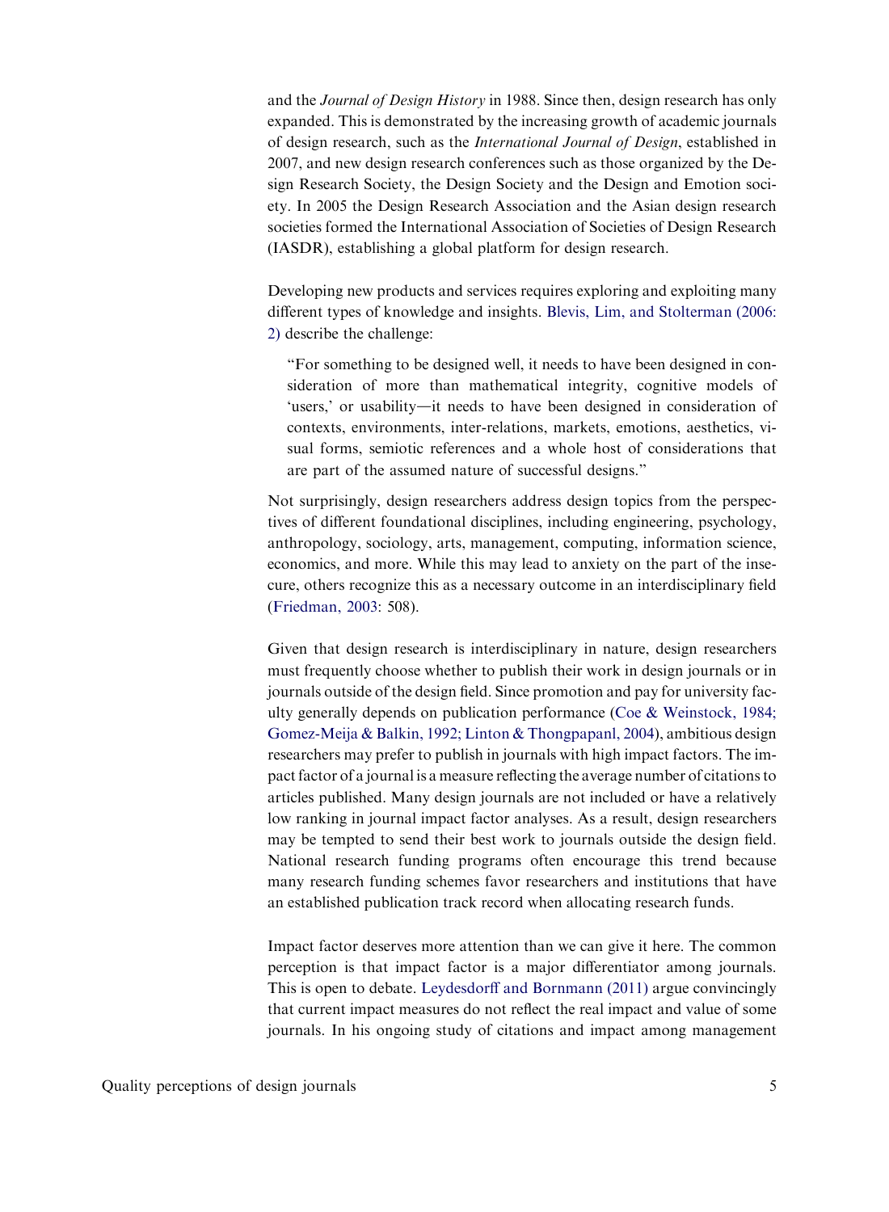and the *Journal of Design History* in 1988. Since then, design research has only expanded. This is demonstrated by the increasing growth of academic journals of design research, such as the *International Journal of Design*, established in 2007, and new design research conferences such as those organized by the Design Research Society, the Design Society and the Design and Emotion society. In 2005 the Design Research Association and the Asian design research societies formed the International Association of Societies of Design Research (IASDR), establishing a global platform for design research.

Developing new products and services requires exploring and exploiting many different types of knowledge and insights. Blevis, Lim, and Stolterman (2006: 2) describe the challenge:

> "For something to be designed well, it needs to have been designed in consideration of more than mathematical integrity, cognitive models of 'users,' or usability—it needs to have been designed in consideration of contexts, environments, inter-relations, markets, emotions, aesthetics, visual forms, semiotic references and a whole host of considerations that are part of the assumed nature of successful designs."

Not surprisingly, design researchers address design topics from the perspectives of different foundational disciplines, including engineering, psychology, anthropology, sociology, arts, management, computing, information science, economics, and more. While this may lead to anxiety on the part of the insecure, others recognize this as a necessary outcome in an interdisciplinary field (Friedman, 2003: 508).

Given that design research is interdisciplinary in nature, design researchers must frequently choose whether to publish their work in design journals or in journals outside of the design field. Since promotion and pay for university faculty generally depends on publication performance (Coe & Weinstock, 1984; Gomez-Meija & Balkin, 1992; Linton & Thongpapanl, 2004), ambitious design researchers may prefer to publish in journals with high impact factors. The impact factor of a journal is a measure reflecting the average number of citations to articles published. Many design journals are not included or have a relatively low ranking in journal impact factor analyses. As a result, design researchers may be tempted to send their best work to journals outside the design field. National research funding programs often encourage this trend because many research funding schemes favor researchers and institutions that have an established publication track record when allocating research funds.

Impact factor deserves more attention than we can give it here. The common perception is that impact factor is a major differentiator among journals. This is open to debate. Leydesdorff and Bornmann (2011) argue convincingly that current impact measures do not reflect the real impact and value of some journals. In his ongoing study of citations and impact among management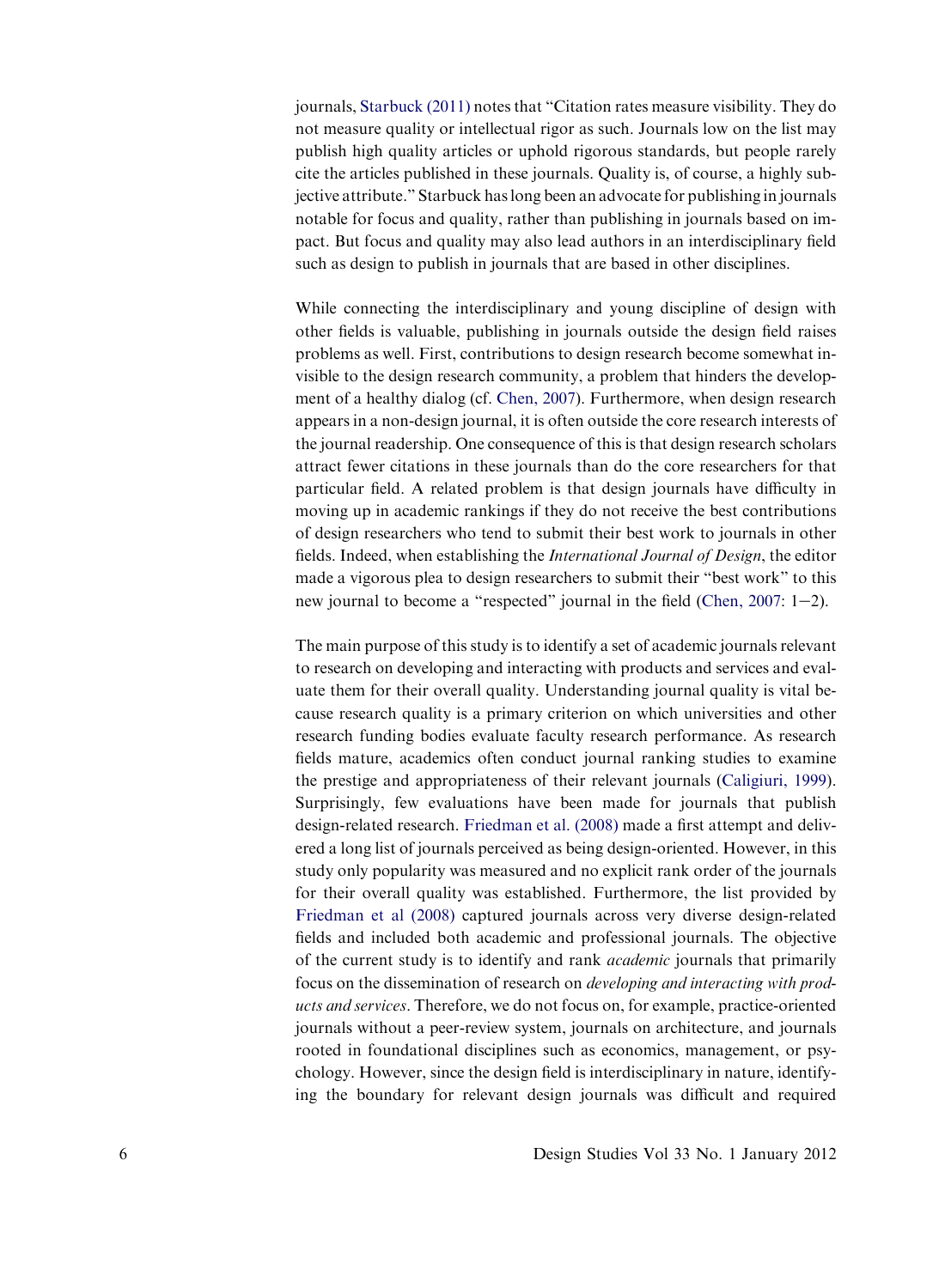journals, Starbuck (2011) notes that "Citation rates measure visibility. They do not measure quality or intellectual rigor as such. Journals low on the list may publish high quality articles or uphold rigorous standards, but people rarely cite the articles published in these journals. Quality is, of course, a highly subjective attribute." Starbuck has long been an advocate for publishing in journals notable for focus and quality, rather than publishing in journals based on impact. But focus and quality may also lead authors in an interdisciplinary field such as design to publish in journals that are based in other disciplines.

While connecting the interdisciplinary and young discipline of design with other fields is valuable, publishing in journals outside the design field raises problems as well. First, contributions to design research become somewhat invisible to the design research community, a problem that hinders the development of a healthy dialog (cf. Chen, 2007). Furthermore, when design research appears in a non-design journal, it is often outside the core research interests of the journal readership. One consequence of this is that design research scholars attract fewer citations in these journals than do the core researchers for that particular field. A related problem is that design journals have difficulty in moving up in academic rankings if they do not receive the best contributions of design researchers who tend to submit their best work to journals in other fields. Indeed, when establishing the *International Journal of Design*, the editor made a vigorous plea to design researchers to submit their "best work" to this new journal to become a "respected" journal in the field (Chen, 2007: 1−2).

The main purpose of this study is to identify a set of academic journals relevant to research on developing and interacting with products and services and evaluate them for their overall quality. Understanding journal quality is vital because research quality is a primary criterion on which universities and other research funding bodies evaluate faculty research performance. As research fields mature, academics often conduct journal ranking studies to examine the prestige and appropriateness of their relevant journals (Caligiuri, 1999). Surprisingly, few evaluations have been made for journals that publish design-related research. Friedman et al. (2008) made a first attempt and delivered a long list of journals perceived as being design-oriented. However, in this study only popularity was measured and no explicit rank order of the journals for their overall quality was established. Furthermore, the list provided by Friedman et al (2008) captured journals across very diverse design-related fields and included both academic and professional journals. The objective of the current study is to identify and rank *academic* journals that primarily focus on the dissemination of research on *developing and interacting with products and services*. Therefore, we do not focus on, for example, practice-oriented journals without a peer-review system, journals on architecture, and journals rooted in foundational disciplines such as economics, management, or psychology. However, since the design field is interdisciplinary in nature, identifying the boundary for relevant design journals was difficult and required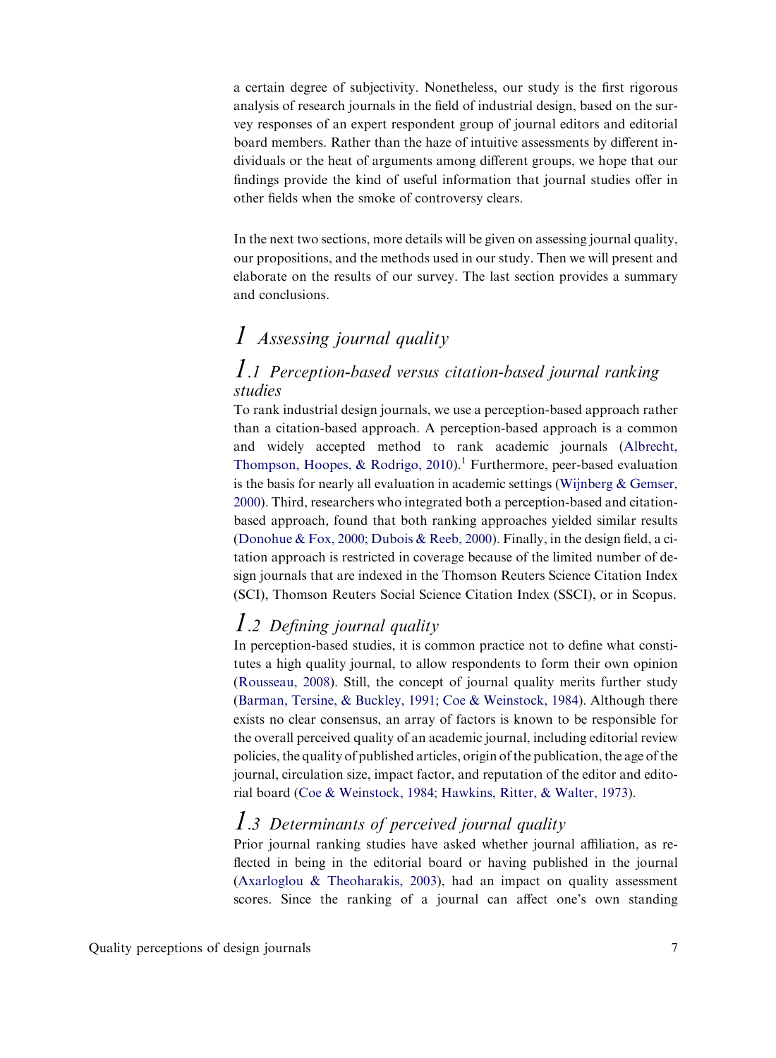a certain degree of subjectivity. Nonetheless, our study is the first rigorous analysis of research journals in the field of industrial design, based on the survey responses of an expert respondent group of journal editors and editorial board members. Rather than the haze of intuitive assessments by different individuals or the heat of arguments among different groups, we hope that our findings provide the kind of useful information that journal studies offer in other fields when the smoke of controversy clears.

In the next two sections, more details will be given on assessing journal quality, our propositions, and the methods used in our study. Then we will present and elaborate on the results of our survey. The last section provides a summary and conclusions.

# 1 Assessing journal quality

## 1.1 Perception-based versus citation-based journal ranking studies

To rank industrial design journals, we use a perception-based approach rather than a citation-based approach. A perception-based approach is a common and widely accepted method to rank academic journals (Albrecht, Thompson, Hoopes, & Rodrigo, 2010).[1] Furthermore, peer-based evaluation is the basis for nearly all evaluation in academic settings (Wijnberg & Gemser, 2000). Third, researchers who integrated both a perception-based and citation-based approach, found that both ranking approaches yielded similar results (Donohue & Fox, 2000; Dubois & Reeb, 2000). Finally, in the design field, a citation approach is restricted in coverage because of the limited number of design journals that are indexed in the Thomson Reuters Science Citation Index (SCI), Thomson Reuters Social Science Citation Index (SSCI), or in Scopus.

## 1.2 Defining journal quality

In perception-based studies, it is common practice not to define what constitutes a high quality journal, to allow respondents to form their own opinion (Rousseau, 2008). Still, the concept of journal quality merits further study (Barman, Tersine, & Buckley, 1991; Coe & Weinstock, 1984). Although there exists no clear consensus, an array of factors is known to be responsible for the overall perceived quality of an academic journal, including editorial review policies, the quality of published articles, origin of the publication, the age of the journal, circulation size, impact factor, and reputation of the editor and editorial board (Coe & Weinstock, 1984; Hawkins, Ritter, & Walter, 1973).

## 1.3 Determinants of perceived journal quality

Prior journal ranking studies have asked whether journal affiliation, as reflected in being in the editorial board or having published in the journal (Axarloglou & Theoharakis, 2003), had an impact on quality assessment scores. Since the ranking of a journal can affect one's own standing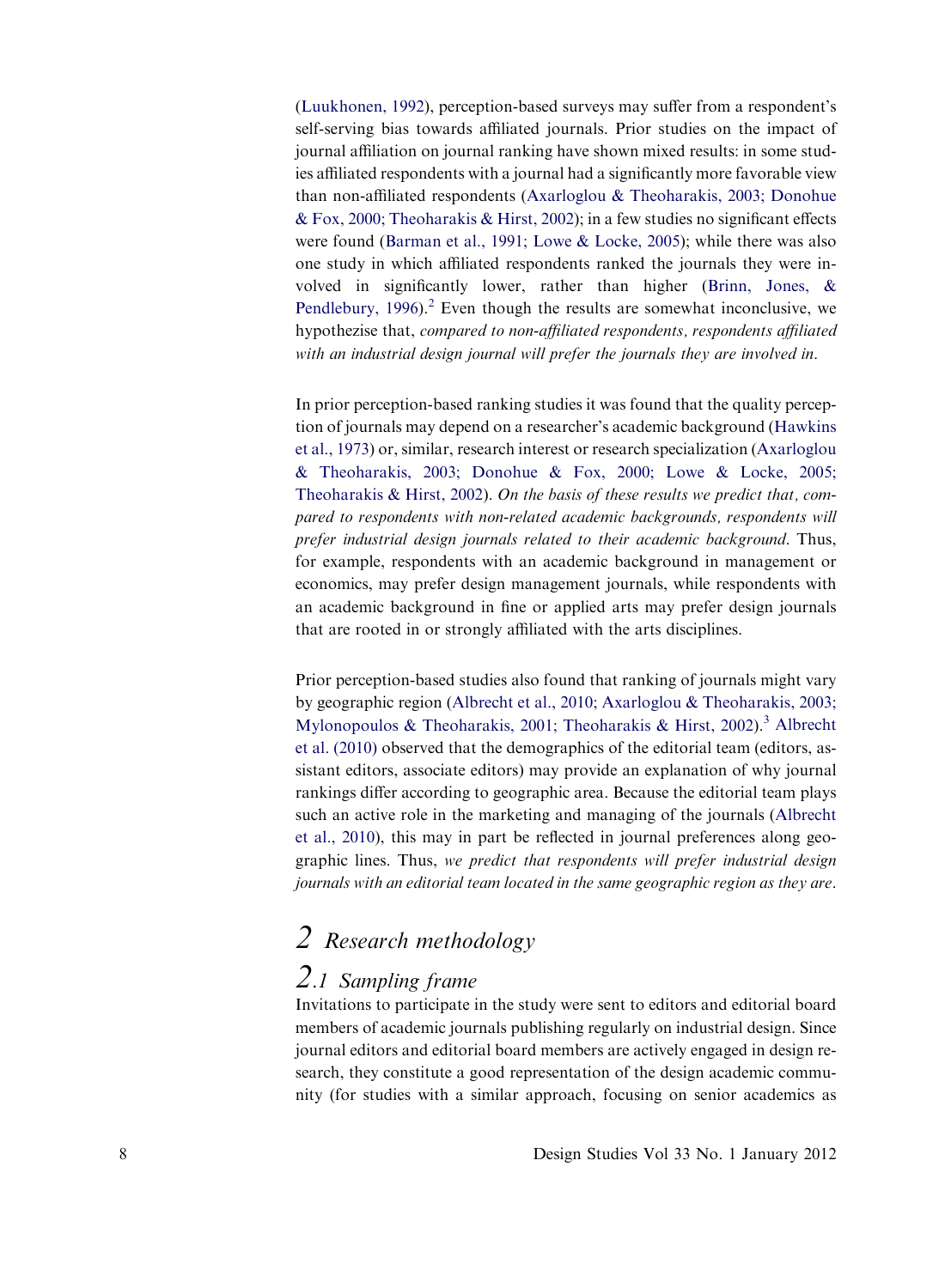(Luukhonen, 1992), perception-based surveys may suffer from a respondent's self-serving bias towards affiliated journals. Prior studies on the impact of journal affiliation on journal ranking have shown mixed results: in some studies affiliated respondents with a journal had a significantly more favorable view than non-affiliated respondents (Axarloglou & Theoharakis, 2003; Donohue & Fox, 2000; Theoharakis & Hirst, 2002); in a few studies no significant effects were found (Barman et al., 1991; Lowe & Locke, 2005); while there was also one study in which affiliated respondents ranked the journals they were involved in significantly lower, rather than higher (Brinn, Jones, & Pendlebury, 1996).[2] Even though the results are somewhat inconclusive, we hypothezise that, *compared to non-affiliated respondents, respondents affiliated with an industrial design journal will prefer the journals they are involved in.*

In prior perception-based ranking studies it was found that the quality perception of journals may depend on a researcher's academic background (Hawkins et al., 1973) or, similar, research interest or research specialization (Axarloglou & Theoharakis, 2003; Donohue & Fox, 2000; Lowe & Locke, 2005; Theoharakis & Hirst, 2002). *On the basis of these results we predict that, compared to respondents with non-related academic backgrounds, respondents will prefer industrial design journals related to their academic background.* Thus, for example, respondents with an academic background in management or economics, may prefer design management journals, while respondents with an academic background in fine or applied arts may prefer design journals that are rooted in or strongly affiliated with the arts disciplines.

Prior perception-based studies also found that ranking of journals might vary by geographic region (Albrecht et al., 2010; Axarloglou & Theoharakis, 2003; Mylonopoulos & Theoharakis, 2001; Theoharakis & Hirst, 2002).[3] Albrecht et al. (2010) observed that the demographics of the editorial team (editors, assistant editors, associate editors) may provide an explanation of why journal rankings differ according to geographic area. Because the editorial team plays such an active role in the marketing and managing of the journals (Albrecht et al., 2010), this may in part be reflected in journal preferences along geographic lines. Thus, *we predict that respondents will prefer industrial design journals with an editorial team located in the same geographic region as they are.*

# 2 Research methodology

## 2.1 Sampling frame

Invitations to participate in the study were sent to editors and editorial board members of academic journals publishing regularly on industrial design. Since journal editors and editorial board members are actively engaged in design research, they constitute a good representation of the design academic community (for studies with a similar approach, focusing on senior academics as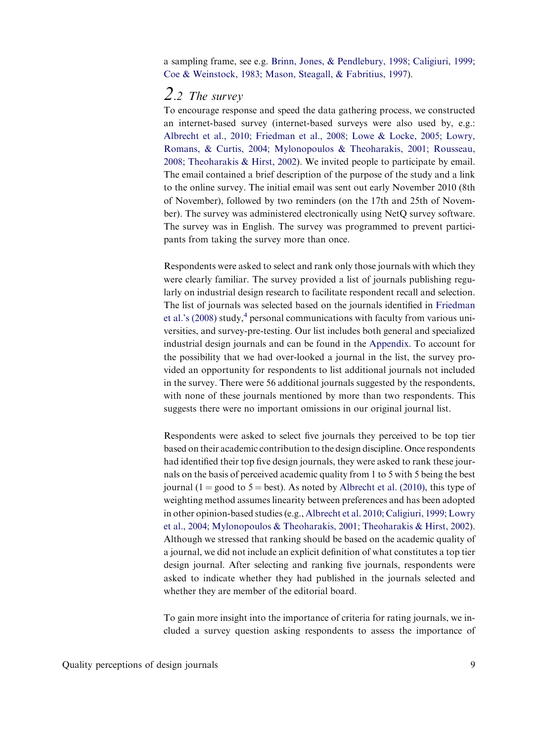a sampling frame, see e.g. Brinn, Jones, & Pendlebury, 1998; Caligiuri, 1999; Coe & Weinstock, 1983; Mason, Steagall, & Fabritius, 1997).

## 2.2 The survey

To encourage response and speed the data gathering process, we constructed an internet-based survey (internet-based surveys were also used by, e.g.: Albrecht et al., 2010; Friedman et al., 2008; Lowe & Locke, 2005; Lowry, Romans, & Curtis, 2004; Mylonopoulos & Theoharakis, 2001; Rousseau, 2008; Theoharakis & Hirst, 2002). We invited people to participate by email. The email contained a brief description of the purpose of the study and a link to the online survey. The initial email was sent out early November 2010 (8th of November), followed by two reminders (on the 17th and 25th of November). The survey was administered electronically using NetQ survey software. The survey was in English. The survey was programmed to prevent participants from taking the survey more than once.

Respondents were asked to select and rank only those journals with which they were clearly familiar. The survey provided a list of journals publishing regularly on industrial design research to facilitate respondent recall and selection. The list of journals was selected based on the journals identified in Friedman et al.'s (2008) study,[4] personal communications with faculty from various universities, and survey-pre-testing. Our list includes both general and specialized industrial design journals and can be found in the Appendix. To account for the possibility that we had over-looked a journal in the list, the survey provided an opportunity for respondents to list additional journals not included in the survey. There were 56 additional journals suggested by the respondents, with none of these journals mentioned by more than two respondents. This suggests there were no important omissions in our original journal list.

Respondents were asked to select five journals they perceived to be top tier based on their academic contribution to the design discipline. Once respondents had identified their top five design journals, they were asked to rank these journals on the basis of perceived academic quality from 1 to 5 with 5 being the best journal (1 = good to 5 = best). As noted by Albrecht et al. (2010), this type of weighting method assumes linearity between preferences and has been adopted in other opinion-based studies (e.g., Albrecht et al. 2010; Caligiuri, 1999; Lowry et al., 2004; Mylonopoulos & Theoharakis, 2001; Theoharakis & Hirst, 2002). Although we stressed that ranking should be based on the academic quality of a journal, we did not include an explicit definition of what constitutes a top tier design journal. After selecting and ranking five journals, respondents were asked to indicate whether they had published in the journals selected and whether they are member of the editorial board.

To gain more insight into the importance of criteria for rating journals, we included a survey question asking respondents to assess the importance of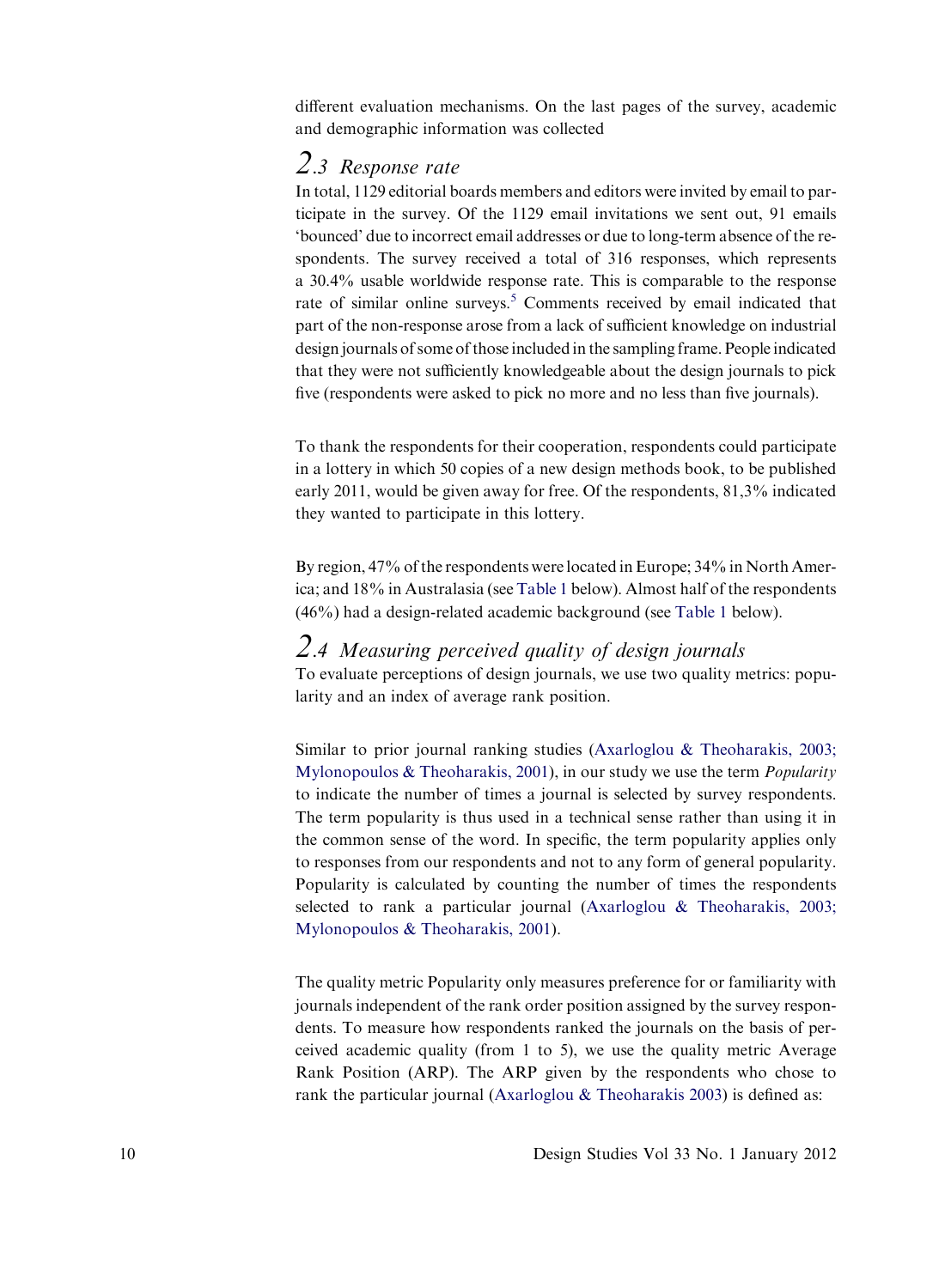different evaluation mechanisms. On the last pages of the survey, academic and demographic information was collected

## 2.3 Response rate

In total, 1129 editorial boards members and editors were invited by email to participate in the survey. Of the 1129 email invitations we sent out, 91 emails 'bounced' due to incorrect email addresses or due to long-term absence of the respondents. The survey received a total of 316 responses, which represents a 30.4% usable worldwide response rate. This is comparable to the response rate of similar online surveys.[5] Comments received by email indicated that part of the non-response arose from a lack of sufficient knowledge on industrial design journals of some of those included in the sampling frame. People indicated that they were not sufficiently knowledgeable about the design journals to pick five (respondents were asked to pick no more and no less than five journals).

To thank the respondents for their cooperation, respondents could participate in a lottery in which 50 copies of a new design methods book, to be published early 2011, would be given away for free. Of the respondents, 81,3% indicated they wanted to participate in this lottery.

By region, 47% of the respondents were located in Europe; 34% in North America; and 18% in Australasia (see Table 1 below). Almost half of the respondents (46%) had a design-related academic background (see Table 1 below).

## 2.4 Measuring perceived quality of design journals

To evaluate perceptions of design journals, we use two quality metrics: popularity and an index of average rank position.

Similar to prior journal ranking studies (Axarloglou & Theoharakis, 2003; Mylonopoulos & Theoharakis, 2001), in our study we use the term *Popularity* to indicate the number of times a journal is selected by survey respondents. The term popularity is thus used in a technical sense rather than using it in the common sense of the word. In specific, the term popularity applies only to responses from our respondents and not to any form of general popularity. Popularity is calculated by counting the number of times the respondents selected to rank a particular journal (Axarloglou & Theoharakis, 2003; Mylonopoulos & Theoharakis, 2001).

The quality metric Popularity only measures preference for or familiarity with journals independent of the rank order position assigned by the survey respondents. To measure how respondents ranked the journals on the basis of perceived academic quality (from 1 to 5), we use the quality metric Average Rank Position (ARP). The ARP given by the respondents who chose to rank the particular journal (Axarloglou & Theoharakis 2003) is defined as: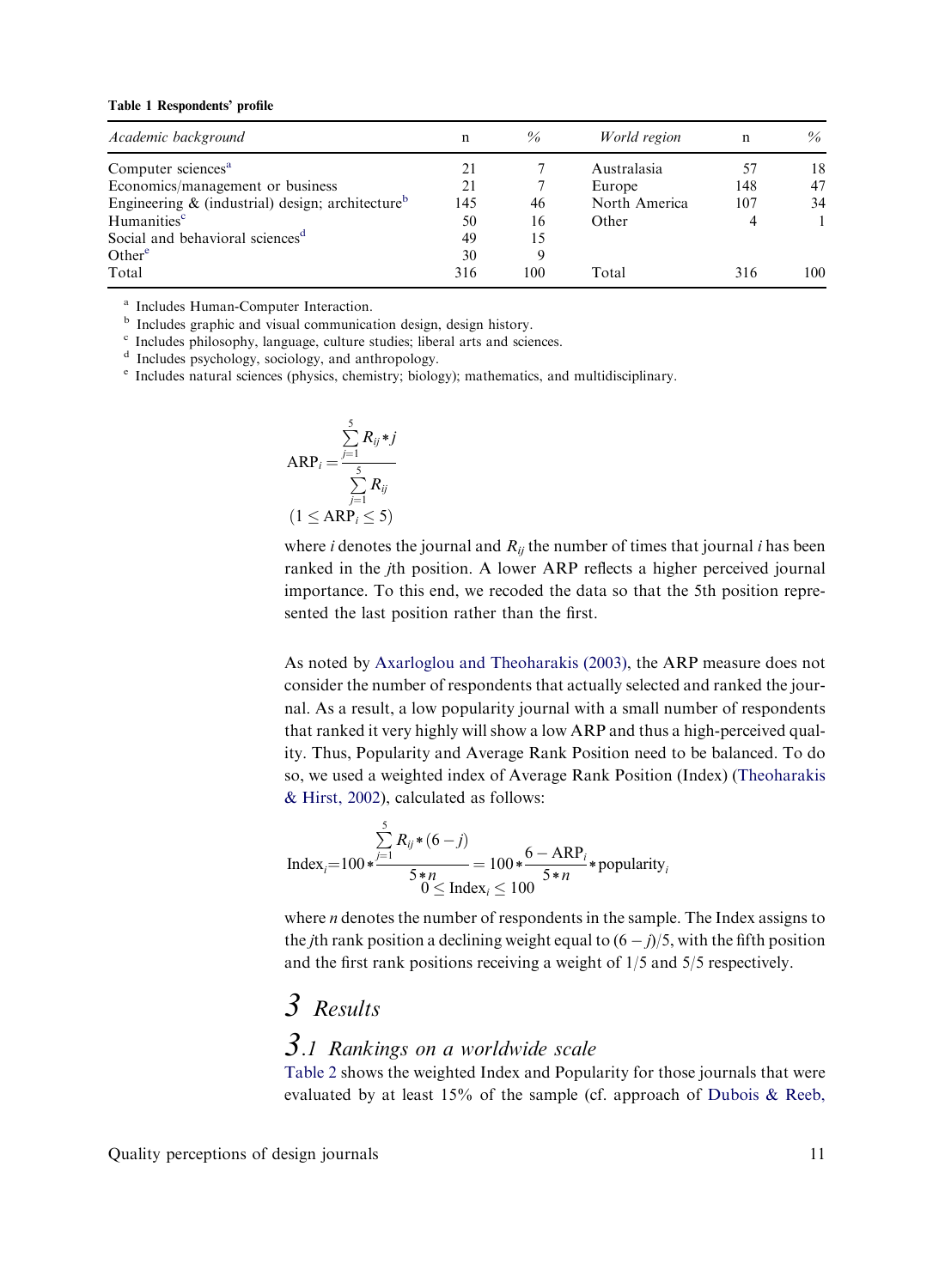**Table 1 Respondents' profile**

| *Academic background* | n | % | *World region* | n | % |
|---|---|---|---|---|---|
| Computer sciences[a] | 21 | 7 | Australasia | 57 | 18 |
| Economics/management or business | 21 | 7 | Europe | 148 | 47 |
| Engineering & (industrial) design; architecture[b] | 145 | 46 | North America | 107 | 34 |
| Humanities[c] | 50 | 16 | Other | 4 | 1 |
| Social and behavioral sciences[d] | 49 | 15 | | | |
| Other[e] | 30 | 9 | | | |
| Total | 316 | 100 | Total | 316 | 100 |

[a] Includes Human-Computer Interaction.
[b] Includes graphic and visual communication design, design history.
[c] Includes philosophy, language, culture studies; liberal arts and sciences.
[d] Includes psychology, sociology, and anthropology.
[e] Includes natural sciences (physics, chemistry; biology); mathematics, and multidisciplinary.

$$\text{ARP}_i = \frac{\sum_{j=1}^{5} R_{ij} * j}{\sum_{j=1}^{5} R_{ij}}$$
$$(1 \leq \text{ARP}_i \leq 5)$$

where $i$ denotes the journal and $R_{ij}$ the number of times that journal $i$ has been ranked in the $j$th position. A lower ARP reflects a higher perceived journal importance. To this end, we recoded the data so that the 5th position represented the last position rather than the first.

As noted by Axarloglou and Theoharakis (2003), the ARP measure does not consider the number of respondents that actually selected and ranked the journal. As a result, a low popularity journal with a small number of respondents that ranked it very highly will show a low ARP and thus a high-perceived quality. Thus, Popularity and Average Rank Position need to be balanced. To do so, we used a weighted index of Average Rank Position (Index) (Theoharakis & Hirst, 2002), calculated as follows:

$$\text{Index}_i = 100 * \frac{\sum_{j=1}^{5} R_{ij} * (6 - j)}{5 * n} = 100 * \frac{6 - \text{ARP}_i}{5 * n} * \text{popularity}_i$$
$$0 \leq \text{Index}_i \leq 100$$

where $n$ denotes the number of respondents in the sample. The Index assigns to the $j$th rank position a declining weight equal to $(6 - j)/5$, with the fifth position and the first rank positions receiving a weight of 1/5 and 5/5 respectively.

# 3 Results

## 3.1 Rankings on a worldwide scale

Table 2 shows the weighted Index and Popularity for those journals that were evaluated by at least 15% of the sample (cf. approach of Dubois & Reeb,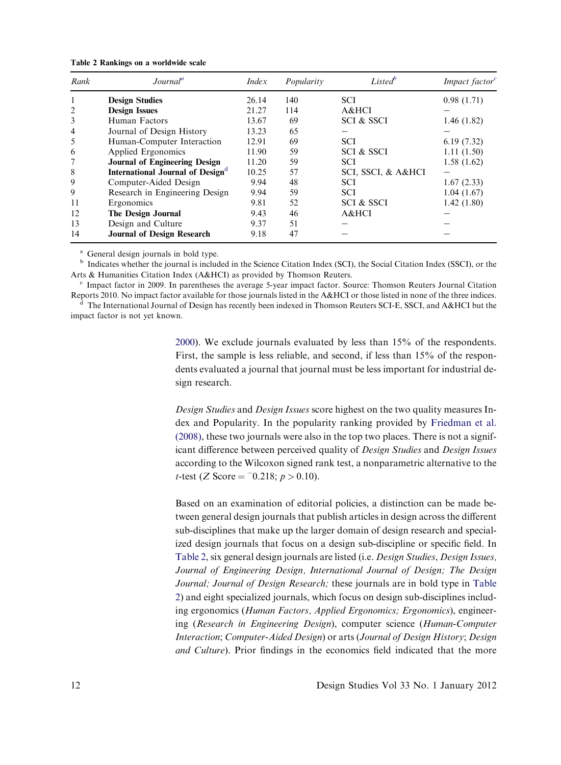**Table 2 Rankings on a worldwide scale**

| Rank | Journal[a] | Index | Popularity | Listed[b] | Impact factor[c] |
|---|---|---|---|---|---|
| 1 | **Design Studies** | 26.14 | 140 | SCI | 0.98 (1.71) |
| 2 | **Design Issues** | 21.27 | 114 | A&HCI | – |
| 3 | Human Factors | 13.67 | 69 | SCI & SSCI | 1.46 (1.82) |
| 4 | Journal of Design History | 13.23 | 65 | – | – |
| 5 | Human-Computer Interaction | 12.91 | 69 | SCI | 6.19 (7.32) |
| 6 | Applied Ergonomics | 11.90 | 59 | SCI & SSCI | 1.11 (1.50) |
| 7 | **Journal of Engineering Design** | 11.20 | 59 | SCI | 1.58 (1.62) |
| 8 | **International Journal of Design**[d] | 10.25 | 57 | SCI, SSCI, & A&HCI | – |
| 9 | Computer-Aided Design | 9.94 | 48 | SCI | 1.67 (2.33) |
| 9 | Research in Engineering Design | 9.94 | 59 | SCI | 1.04 (1.67) |
| 11 | Ergonomics | 9.81 | 52 | SCI & SSCI | 1.42 (1.80) |
| 12 | **The Design Journal** | 9.43 | 46 | A&HCI | – |
| 13 | Design and Culture | 9.37 | 51 | – | – |
| 14 | **Journal of Design Research** | 9.18 | 47 | – | – |

[a] General design journals in bold type.
[b] Indicates whether the journal is included in the Science Citation Index (SCI), the Social Citation Index (SSCI), or the Arts & Humanities Citation Index (A&HCI) as provided by Thomson Reuters.
[c] Impact factor in 2009. In parentheses the average 5-year impact factor. Source: Thomson Reuters Journal Citation Reports 2010. No impact factor available for those journals listed in the A&HCI or those listed in none of the three indices.
[d] The International Journal of Design has recently been indexed in Thomson Reuters SCI-E, SSCI, and A&HCI but the impact factor is not yet known.

2000). We exclude journals evaluated by less than 15% of the respondents. First, the sample is less reliable, and second, if less than 15% of the respondents evaluated a journal that journal must be less important for industrial design research.

*Design Studies* and *Design Issues* score highest on the two quality measures Index and Popularity. In the popularity ranking provided by Friedman et al. (2008), these two journals were also in the top two places. There is not a significant difference between perceived quality of *Design Studies* and *Design Issues* according to the Wilcoxon signed rank test, a nonparametric alternative to the *t*-test ($Z$ Score = $^{-}0.218$; $p > 0.10$).

Based on an examination of editorial policies, a distinction can be made between general design journals that publish articles in design across the different sub-disciplines that make up the larger domain of design research and specialized design journals that focus on a design sub-discipline or specific field. In Table 2, six general design journals are listed (i.e. *Design Studies*, *Design Issues, Journal of Engineering Design, International Journal of Design; The Design Journal; Journal of Design Research;* these journals are in bold type in Table 2) and eight specialized journals, which focus on design sub-disciplines including ergonomics (*Human Factors, Applied Ergonomics; Ergonomics*), engineering (*Research in Engineering Design*), computer science (*Human-Computer Interaction*; *Computer-Aided Design*) or arts (*Journal of Design History*; *Design and Culture*). Prior findings in the economics field indicated that the more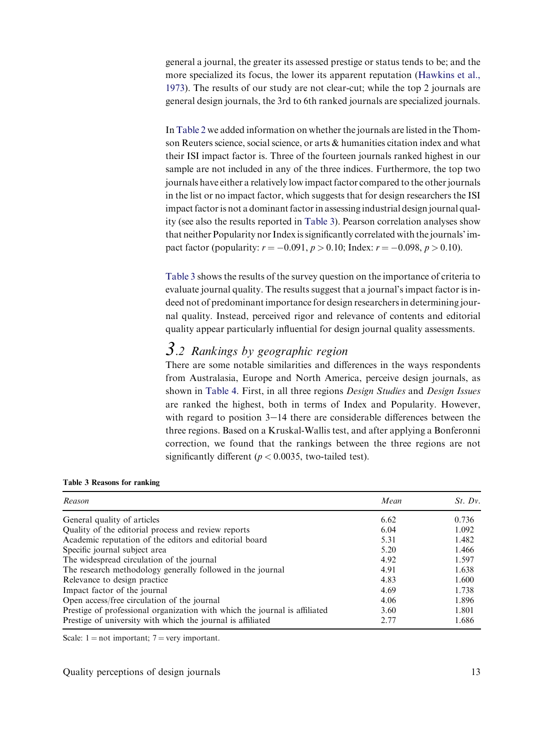general a journal, the greater its assessed prestige or status tends to be; and the more specialized its focus, the lower its apparent reputation (Hawkins et al., 1973). The results of our study are not clear-cut; while the top 2 journals are general design journals, the 3rd to 6th ranked journals are specialized journals.

In Table 2 we added information on whether the journals are listed in the Thomson Reuters science, social science, or arts & humanities citation index and what their ISI impact factor is. Three of the fourteen journals ranked highest in our sample are not included in any of the three indices. Furthermore, the top two journals have either a relatively low impact factor compared to the other journals in the list or no impact factor, which suggests that for design researchers the ISI impact factor is not a dominant factor in assessing industrial design journal quality (see also the results reported in Table 3). Pearson correlation analyses show that neither Popularity nor Index is significantly correlated with the journals' impact factor (popularity: $r = -0.091$, $p > 0.10$; Index: $r = -0.098$, $p > 0.10$).

Table 3 shows the results of the survey question on the importance of criteria to evaluate journal quality. The results suggest that a journal's impact factor is indeed not of predominant importance for design researchers in determining journal quality. Instead, perceived rigor and relevance of contents and editorial quality appear particularly influential for design journal quality assessments.

## 3.2 Rankings by geographic region

There are some notable similarities and differences in the ways respondents from Australasia, Europe and North America, perceive design journals, as shown in Table 4. First, in all three regions *Design Studies* and *Design Issues* are ranked the highest, both in terms of Index and Popularity. However, with regard to position 3–14 there are considerable differences between the three regions. Based on a Kruskal-Wallis test, and after applying a Bonferonni correction, we found that the rankings between the three regions are not significantly different ($p < 0.0035$, two-tailed test).

**Table 3 Reasons for ranking**

| *Reason* | *Mean* | *St. Dv.* |
|---|---|---|
| General quality of articles | 6.62 | 0.736 |
| Quality of the editorial process and review reports | 6.04 | 1.092 |
| Academic reputation of the editors and editorial board | 5.31 | 1.482 |
| Specific journal subject area | 5.20 | 1.466 |
| The widespread circulation of the journal | 4.92 | 1.597 |
| The research methodology generally followed in the journal | 4.91 | 1.638 |
| Relevance to design practice | 4.83 | 1.600 |
| Impact factor of the journal | 4.69 | 1.738 |
| Open access/free circulation of the journal | 4.06 | 1.896 |
| Prestige of professional organization with which the journal is affiliated | 3.60 | 1.801 |
| Prestige of university with which the journal is affiliated | 2.77 | 1.686 |

Scale: 1 = not important; 7 = very important.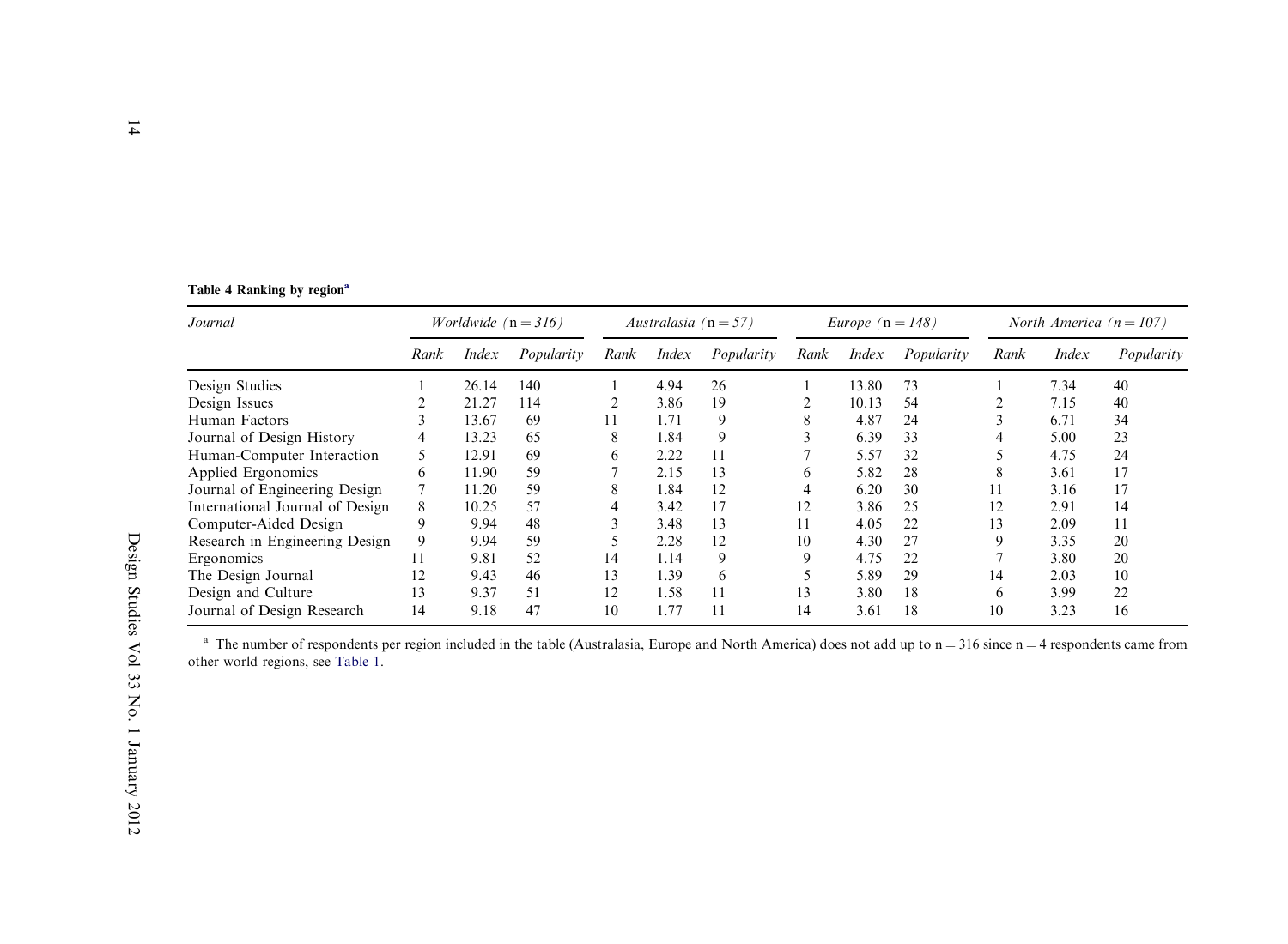**Table 4 Ranking by region**[a]

| *Journal* | *Worldwide* (n = *316*) | | | *Australasia* (n = *57*) | | | *Europe* (n = *148*) | | | *North America* (*n* = *107*) | | |
|---|---|---|---|---|---|---|---|---|---|---|---|---|
| | *Rank* | *Index* | *Popularity* | *Rank* | *Index* | *Popularity* | *Rank* | *Index* | *Popularity* | *Rank* | *Index* | *Popularity* |
| Design Studies | 1 | 26.14 | 140 | 1 | 4.94 | 26 | 1 | 13.80 | 73 | 1 | 7.34 | 40 |
| Design Issues | 2 | 21.27 | 114 | 2 | 3.86 | 19 | 2 | 10.13 | 54 | 2 | 7.15 | 40 |
| Human Factors | 3 | 13.67 | 69 | 11 | 1.71 | 9 | 8 | 4.87 | 24 | 3 | 6.71 | 34 |
| Journal of Design History | 4 | 13.23 | 65 | 8 | 1.84 | 9 | 3 | 6.39 | 33 | 4 | 5.00 | 23 |
| Human-Computer Interaction | 5 | 12.91 | 69 | 6 | 2.22 | 11 | 7 | 5.57 | 32 | 5 | 4.75 | 24 |
| Applied Ergonomics | 6 | 11.90 | 59 | 7 | 2.15 | 13 | 6 | 5.82 | 28 | 8 | 3.61 | 17 |
| Journal of Engineering Design | 7 | 11.20 | 59 | 8 | 1.84 | 12 | 4 | 6.20 | 30 | 11 | 3.16 | 17 |
| International Journal of Design | 8 | 10.25 | 57 | 4 | 3.42 | 17 | 12 | 3.86 | 25 | 12 | 2.91 | 14 |
| Computer-Aided Design | 9 | 9.94 | 48 | 3 | 3.48 | 13 | 11 | 4.05 | 22 | 13 | 2.09 | 11 |
| Research in Engineering Design | 9 | 9.94 | 59 | 5 | 2.28 | 12 | 10 | 4.30 | 27 | 9 | 3.35 | 20 |
| Ergonomics | 11 | 9.81 | 52 | 14 | 1.14 | 9 | 9 | 4.75 | 22 | 7 | 3.80 | 20 |
| The Design Journal | 12 | 9.43 | 46 | 13 | 1.39 | 6 | 5 | 5.89 | 29 | 14 | 2.03 | 10 |
| Design and Culture | 13 | 9.37 | 51 | 12 | 1.58 | 11 | 13 | 3.80 | 18 | 6 | 3.99 | 22 |
| Journal of Design Research | 14 | 9.18 | 47 | 10 | 1.77 | 11 | 14 | 3.61 | 18 | 10 | 3.23 | 16 |

[a] The number of respondents per region included in the table (Australasia, Europe and North America) does not add up to n = 316 since n = 4 respondents came from other world regions, see Table 1.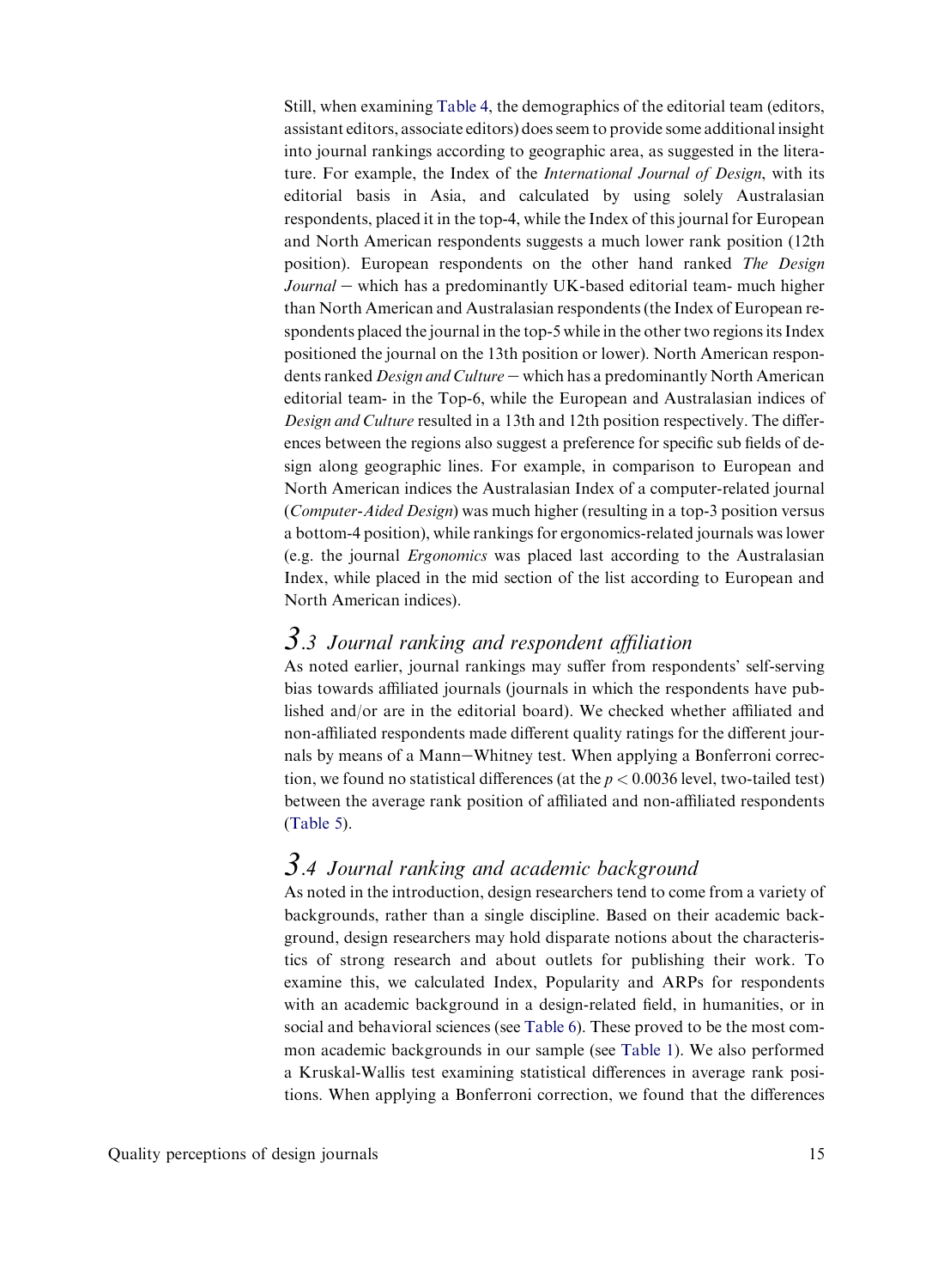Still, when examining Table 4, the demographics of the editorial team (editors, assistant editors, associate editors) does seem to provide some additional insight into journal rankings according to geographic area, as suggested in the literature. For example, the Index of the *International Journal of Design*, with its editorial basis in Asia, and calculated by using solely Australasian respondents, placed it in the top-4, while the Index of this journal for European and North American respondents suggests a much lower rank position (12th position). European respondents on the other hand ranked *The Design Journal* – which has a predominantly UK-based editorial team- much higher than North American and Australasian respondents (the Index of European respondents placed the journal in the top-5 while in the other two regions its Index positioned the journal on the 13th position or lower). North American respondents ranked *Design and Culture* – which has a predominantly North American editorial team- in the Top-6, while the European and Australasian indices of *Design and Culture* resulted in a 13th and 12th position respectively. The differences between the regions also suggest a preference for specific sub fields of design along geographic lines. For example, in comparison to European and North American indices the Australasian Index of a computer-related journal (*Computer-Aided Design*) was much higher (resulting in a top-3 position versus a bottom-4 position), while rankings for ergonomics-related journals was lower (e.g. the journal *Ergonomics* was placed last according to the Australasian Index, while placed in the mid section of the list according to European and North American indices).

## 3.3 Journal ranking and respondent affiliation

As noted earlier, journal rankings may suffer from respondents' self-serving bias towards affiliated journals (journals in which the respondents have published and/or are in the editorial board). We checked whether affiliated and non-affiliated respondents made different quality ratings for the different journals by means of a Mann–Whitney test. When applying a Bonferroni correction, we found no statistical differences (at the $p < 0.0036$ level, two-tailed test) between the average rank position of affiliated and non-affiliated respondents (Table 5).

## 3.4 Journal ranking and academic background

As noted in the introduction, design researchers tend to come from a variety of backgrounds, rather than a single discipline. Based on their academic background, design researchers may hold disparate notions about the characteristics of strong research and about outlets for publishing their work. To examine this, we calculated Index, Popularity and ARPs for respondents with an academic background in a design-related field, in humanities, or in social and behavioral sciences (see Table 6). These proved to be the most common academic backgrounds in our sample (see Table 1). We also performed a Kruskal-Wallis test examining statistical differences in average rank positions. When applying a Bonferroni correction, we found that the differences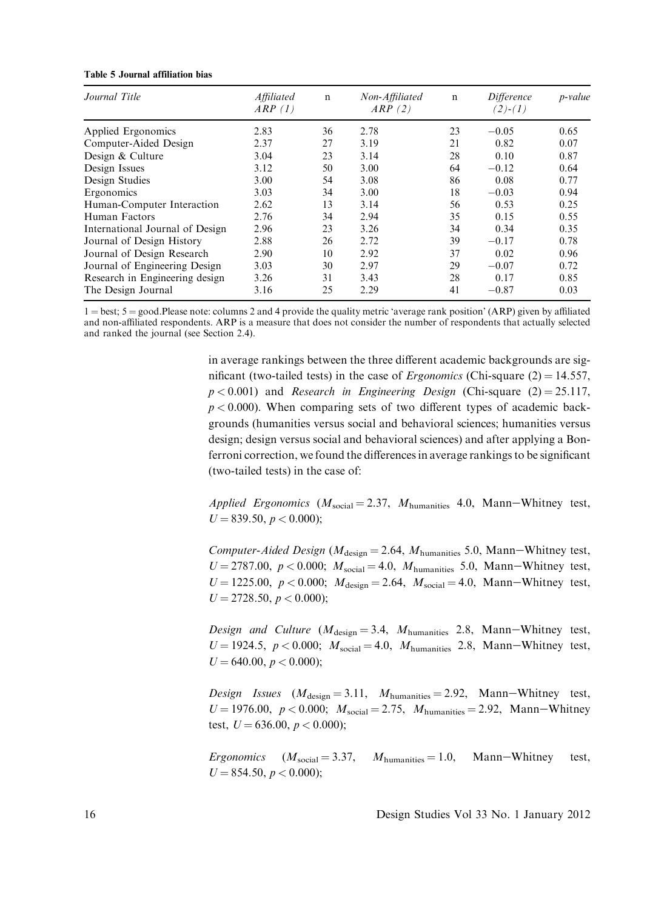**Table 5 Journal affiliation bias**

| *Journal Title* | *Affiliated ARP (1)* | n | *Non-Affiliated ARP (2)* | n | *Difference (2)-(1)* | *p-value* |
|---|---|---|---|---|---|---|
| Applied Ergonomics | 2.83 | 36 | 2.78 | 23 | −0.05 | 0.65 |
| Computer-Aided Design | 2.37 | 27 | 3.19 | 21 | 0.82 | 0.07 |
| Design & Culture | 3.04 | 23 | 3.14 | 28 | 0.10 | 0.87 |
| Design Issues | 3.12 | 50 | 3.00 | 64 | −0.12 | 0.64 |
| Design Studies | 3.00 | 54 | 3.08 | 86 | 0.08 | 0.77 |
| Ergonomics | 3.03 | 34 | 3.00 | 18 | −0.03 | 0.94 |
| Human-Computer Interaction | 2.62 | 13 | 3.14 | 56 | 0.53 | 0.25 |
| Human Factors | 2.76 | 34 | 2.94 | 35 | 0.15 | 0.55 |
| International Journal of Design | 2.96 | 23 | 3.26 | 34 | 0.34 | 0.35 |
| Journal of Design History | 2.88 | 26 | 2.72 | 39 | −0.17 | 0.78 |
| Journal of Design Research | 2.90 | 10 | 2.92 | 37 | 0.02 | 0.96 |
| Journal of Engineering Design | 3.03 | 30 | 2.97 | 29 | −0.07 | 0.72 |
| Research in Engineering design | 3.26 | 31 | 3.43 | 28 | 0.17 | 0.85 |
| The Design Journal | 3.16 | 25 | 2.29 | 41 | −0.87 | 0.03 |

1 = best; 5 = good.Please note: columns 2 and 4 provide the quality metric 'average rank position' (ARP) given by affiliated and non-affiliated respondents. ARP is a measure that does not consider the number of respondents that actually selected and ranked the journal (see Section 2.4).

in average rankings between the three different academic backgrounds are significant (two-tailed tests) in the case of *Ergonomics* (Chi-square $(2) = 14.557$, $p < 0.001$) and *Research in Engineering Design* (Chi-square $(2) = 25.117$, $p < 0.000$). When comparing sets of two different types of academic backgrounds (humanities versus social and behavioral sciences; humanities versus design; design versus social and behavioral sciences) and after applying a Bonferroni correction, we found the differences in average rankings to be significant (two-tailed tests) in the case of:

*Applied Ergonomics* ($M_{social} = 2.37$, $M_{humanities}$ 4.0, Mann−Whitney test, $U = 839.50$, $p < 0.000$);

*Computer-Aided Design* ($M_{design} = 2.64$, $M_{humanities}$ 5.0, Mann−Whitney test, $U = 2787.00$, $p < 0.000$; $M_{social} = 4.0$, $M_{humanities}$ 5.0, Mann−Whitney test, $U = 1225.00$, $p < 0.000$; $M_{design} = 2.64$, $M_{social} = 4.0$, Mann−Whitney test, $U = 2728.50$, $p < 0.000$);

*Design and Culture* ($M_{design} = 3.4$, $M_{humanities}$ 2.8, Mann−Whitney test, $U = 1924.5$, $p < 0.000$; $M_{social} = 4.0$, $M_{humanities}$ 2.8, Mann−Whitney test, $U = 640.00$, $p < 0.000$);

*Design Issues* ($M_{design} = 3.11$, $M_{humanities} = 2.92$, Mann−Whitney test, $U = 1976.00$, $p < 0.000$; $M_{social} = 2.75$, $M_{humanities} = 2.92$, Mann−Whitney test, $U = 636.00$, $p < 0.000$);

*Ergonomics* ($M_{social} = 3.37$, $M_{humanities} = 1.0$, Mann−Whitney test, $U = 854.50$, $p < 0.000$);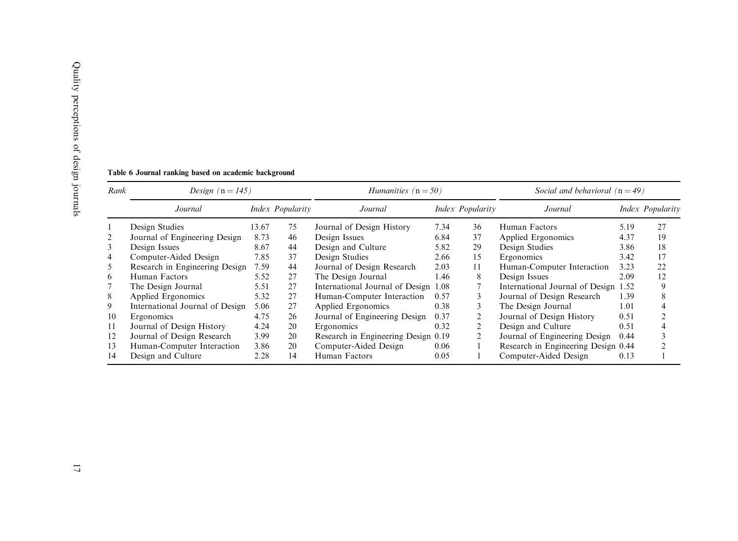**Table 6 Journal ranking based on academic background**

| Rank | *Design* (n = *145*) | | | *Humanities* (n = *50*) | | | *Social and behavioral* (n = *49*) | | |
|---|---|---|---|---|---|---|---|---|---|
| | *Journal* | *Index* | *Popularity* | *Journal* | *Index* | *Popularity* | *Journal* | *Index* | *Popularity* |
| 1 | Design Studies | 13.67 | 75 | Journal of Design History | 7.34 | 36 | Human Factors | 5.19 | 27 |
| 2 | Journal of Engineering Design | 8.73 | 46 | Design Issues | 6.84 | 37 | Applied Ergonomics | 4.37 | 19 |
| 3 | Design Issues | 8.67 | 44 | Design and Culture | 5.82 | 29 | Design Studies | 3.86 | 18 |
| 4 | Computer-Aided Design | 7.85 | 37 | Design Studies | 2.66 | 15 | Ergonomics | 3.42 | 17 |
| 5 | Research in Engineering Design | 7.59 | 44 | Journal of Design Research | 2.03 | 11 | Human-Computer Interaction | 3.23 | 22 |
| 6 | Human Factors | 5.52 | 27 | The Design Journal | 1.46 | 8 | Design Issues | 2.09 | 12 |
| 7 | The Design Journal | 5.51 | 27 | International Journal of Design | 1.08 | 7 | International Journal of Design | 1.52 | 9 |
| 8 | Applied Ergonomics | 5.32 | 27 | Human-Computer Interaction | 0.57 | 3 | Journal of Design Research | 1.39 | 8 |
| 9 | International Journal of Design | 5.06 | 27 | Applied Ergonomics | 0.38 | 3 | The Design Journal | 1.01 | 4 |
| 10 | Ergonomics | 4.75 | 26 | Journal of Engineering Design | 0.37 | 2 | Journal of Design History | 0.51 | 2 |
| 11 | Journal of Design History | 4.24 | 20 | Ergonomics | 0.32 | 2 | Design and Culture | 0.51 | 4 |
| 12 | Journal of Design Research | 3.99 | 20 | Research in Engineering Design | 0.19 | 2 | Journal of Engineering Design | 0.44 | 3 |
| 13 | Human-Computer Interaction | 3.86 | 20 | Computer-Aided Design | 0.06 | 1 | Research in Engineering Design | 0.44 | 2 |
| 14 | Design and Culture | 2.28 | 14 | Human Factors | 0.05 | 1 | Computer-Aided Design | 0.13 | 1 |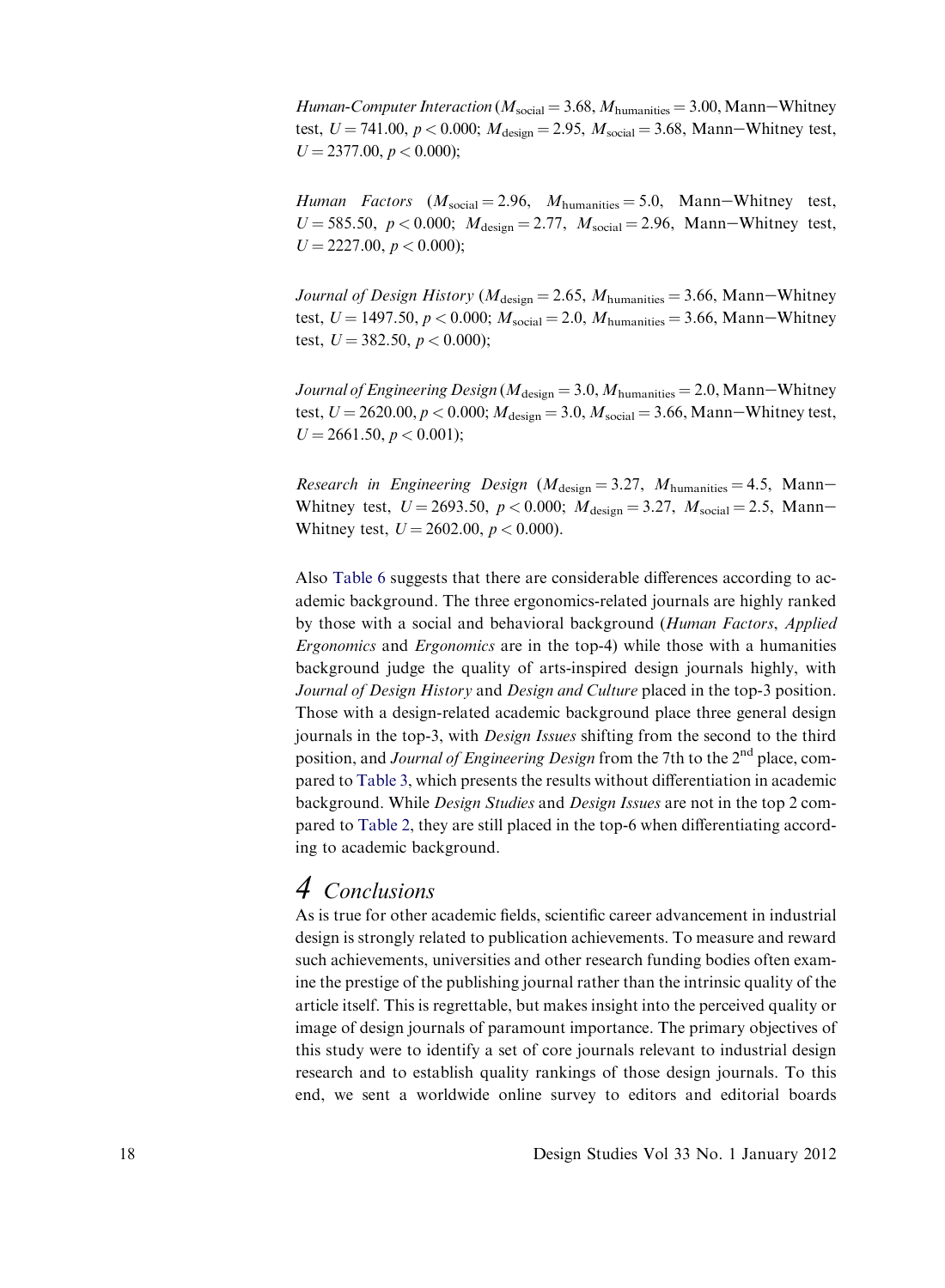*Human-Computer Interaction* ($M_{\text{social}} = 3.68$, $M_{\text{humanities}} = 3.00$, Mann–Whitney test, $U = 741.00$, $p < 0.000$; $M_{\text{design}} = 2.95$, $M_{\text{social}} = 3.68$, Mann–Whitney test, $U = 2377.00$, $p < 0.000$);

*Human Factors* ($M_{\text{social}} = 2.96$, $M_{\text{humanities}} = 5.0$, Mann–Whitney test, $U = 585.50$, $p < 0.000$; $M_{\text{design}} = 2.77$, $M_{\text{social}} = 2.96$, Mann–Whitney test, $U = 2227.00$, $p < 0.000$);

*Journal of Design History* ($M_{\text{design}} = 2.65$, $M_{\text{humanities}} = 3.66$, Mann–Whitney test, $U = 1497.50$, $p < 0.000$; $M_{\text{social}} = 2.0$, $M_{\text{humanities}} = 3.66$, Mann–Whitney test, $U = 382.50$, $p < 0.000$);

*Journal of Engineering Design* ($M_{\text{design}} = 3.0$, $M_{\text{humanities}} = 2.0$, Mann–Whitney test, $U = 2620.00$, $p < 0.000$; $M_{\text{design}} = 3.0$, $M_{\text{social}} = 3.66$, Mann–Whitney test, $U = 2661.50$, $p < 0.001$);

*Research in Engineering Design* ($M_{\text{design}} = 3.27$, $M_{\text{humanities}} = 4.5$, Mann–Whitney test, $U = 2693.50$, $p < 0.000$; $M_{\text{design}} = 3.27$, $M_{\text{social}} = 2.5$, Mann–Whitney test, $U = 2602.00$, $p < 0.000$).

Also Table 6 suggests that there are considerable differences according to academic background. The three ergonomics-related journals are highly ranked by those with a social and behavioral background (*Human Factors*, *Applied Ergonomics* and *Ergonomics* are in the top-4) while those with a humanities background judge the quality of arts-inspired design journals highly, with *Journal of Design History* and *Design and Culture* placed in the top-3 position. Those with a design-related academic background place three general design journals in the top-3, with *Design Issues* shifting from the second to the third position, and *Journal of Engineering Design* from the 7th to the 2nd place, compared to Table 3, which presents the results without differentiation in academic background. While *Design Studies* and *Design Issues* are not in the top 2 compared to Table 2, they are still placed in the top-6 when differentiating according to academic background.

# 4 Conclusions

As is true for other academic fields, scientific career advancement in industrial design is strongly related to publication achievements. To measure and reward such achievements, universities and other research funding bodies often examine the prestige of the publishing journal rather than the intrinsic quality of the article itself. This is regrettable, but makes insight into the perceived quality or image of design journals of paramount importance. The primary objectives of this study were to identify a set of core journals relevant to industrial design research and to establish quality rankings of those design journals. To this end, we sent a worldwide online survey to editors and editorial boards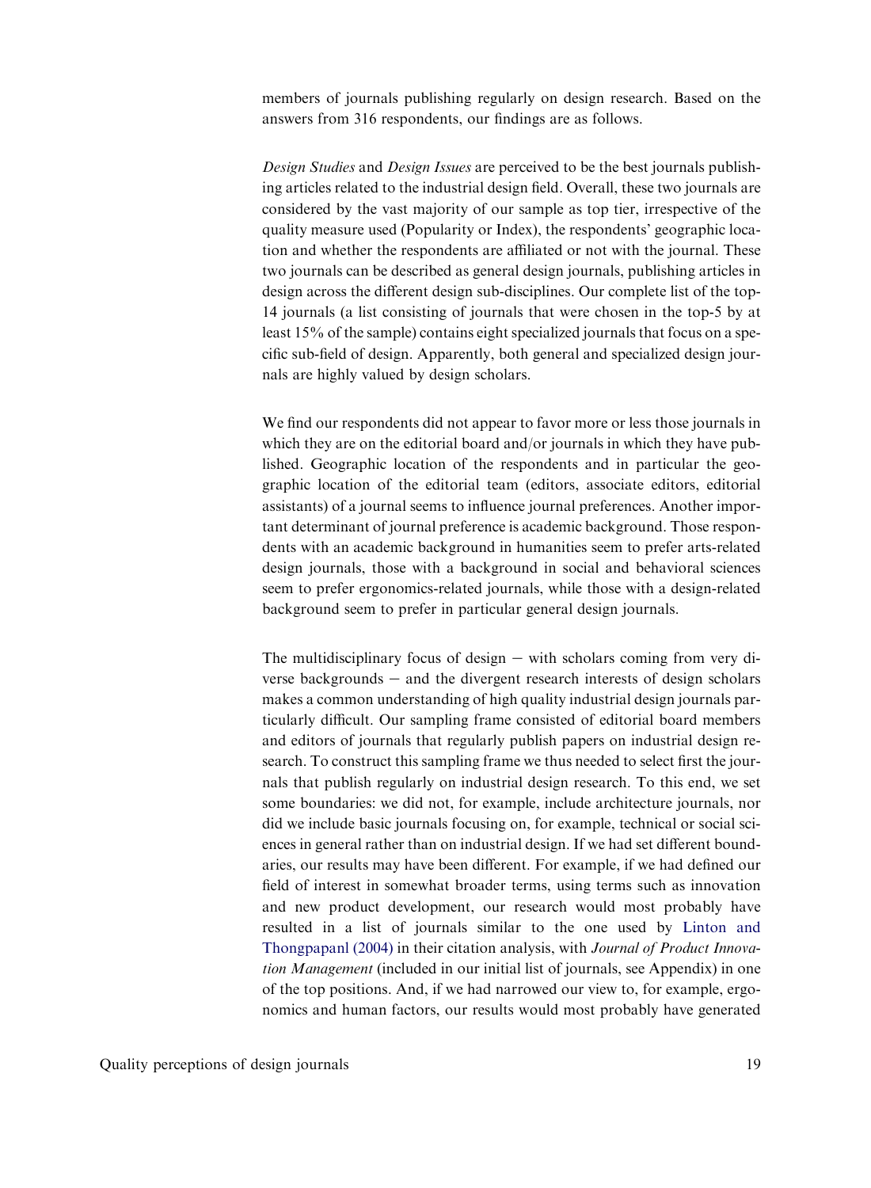members of journals publishing regularly on design research. Based on the answers from 316 respondents, our findings are as follows.

*Design Studies* and *Design Issues* are perceived to be the best journals publishing articles related to the industrial design field. Overall, these two journals are considered by the vast majority of our sample as top tier, irrespective of the quality measure used (Popularity or Index), the respondents' geographic location and whether the respondents are affiliated or not with the journal. These two journals can be described as general design journals, publishing articles in design across the different design sub-disciplines. Our complete list of the top-14 journals (a list consisting of journals that were chosen in the top-5 by at least 15% of the sample) contains eight specialized journals that focus on a specific sub-field of design. Apparently, both general and specialized design journals are highly valued by design scholars.

We find our respondents did not appear to favor more or less those journals in which they are on the editorial board and/or journals in which they have published. Geographic location of the respondents and in particular the geographic location of the editorial team (editors, associate editors, editorial assistants) of a journal seems to influence journal preferences. Another important determinant of journal preference is academic background. Those respondents with an academic background in humanities seem to prefer arts-related design journals, those with a background in social and behavioral sciences seem to prefer ergonomics-related journals, while those with a design-related background seem to prefer in particular general design journals.

The multidisciplinary focus of design – with scholars coming from very diverse backgrounds – and the divergent research interests of design scholars makes a common understanding of high quality industrial design journals particularly difficult. Our sampling frame consisted of editorial board members and editors of journals that regularly publish papers on industrial design research. To construct this sampling frame we thus needed to select first the journals that publish regularly on industrial design research. To this end, we set some boundaries: we did not, for example, include architecture journals, nor did we include basic journals focusing on, for example, technical or social sciences in general rather than on industrial design. If we had set different boundaries, our results may have been different. For example, if we had defined our field of interest in somewhat broader terms, using terms such as innovation and new product development, our research would most probably have resulted in a list of journals similar to the one used by Linton and Thongpapanl (2004) in their citation analysis, with *Journal of Product Innovation Management* (included in our initial list of journals, see Appendix) in one of the top positions. And, if we had narrowed our view to, for example, ergonomics and human factors, our results would most probably have generated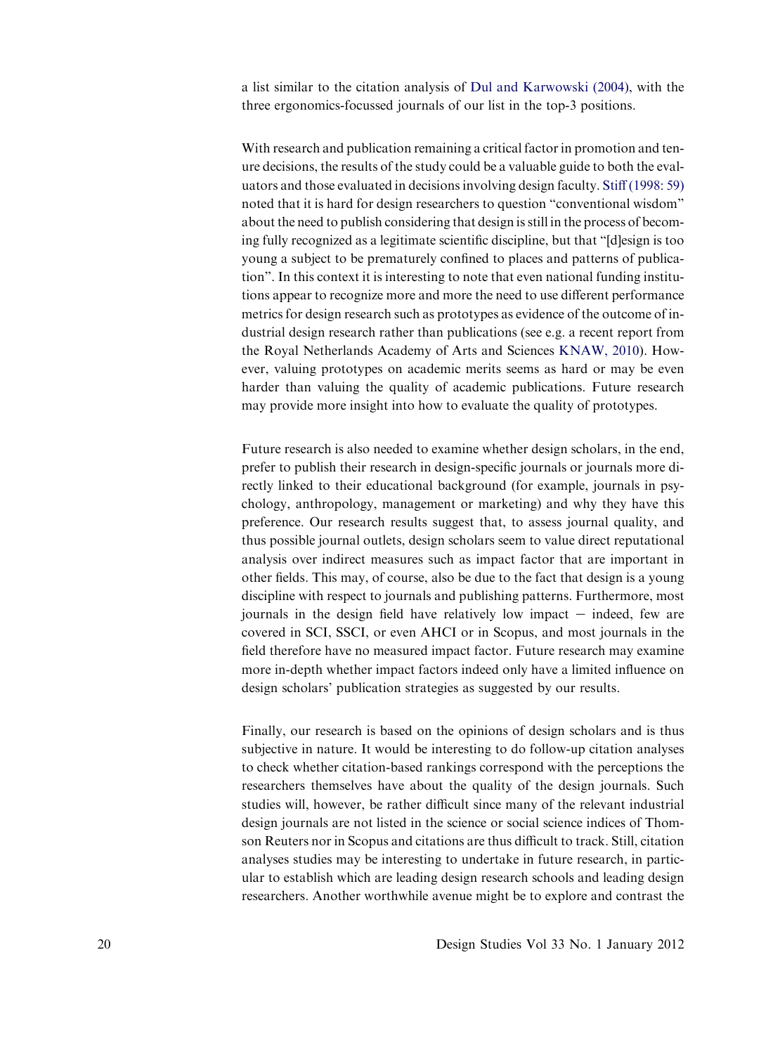a list similar to the citation analysis of Dul and Karwowski (2004), with the three ergonomics-focussed journals of our list in the top-3 positions.

With research and publication remaining a critical factor in promotion and tenure decisions, the results of the study could be a valuable guide to both the evaluators and those evaluated in decisions involving design faculty. Stiff (1998: 59) noted that it is hard for design researchers to question "conventional wisdom" about the need to publish considering that design is still in the process of becoming fully recognized as a legitimate scientific discipline, but that "[d]esign is too young a subject to be prematurely confined to places and patterns of publication". In this context it is interesting to note that even national funding institutions appear to recognize more and more the need to use different performance metrics for design research such as prototypes as evidence of the outcome of industrial design research rather than publications (see e.g. a recent report from the Royal Netherlands Academy of Arts and Sciences KNAW, 2010). However, valuing prototypes on academic merits seems as hard or may be even harder than valuing the quality of academic publications. Future research may provide more insight into how to evaluate the quality of prototypes.

Future research is also needed to examine whether design scholars, in the end, prefer to publish their research in design-specific journals or journals more directly linked to their educational background (for example, journals in psychology, anthropology, management or marketing) and why they have this preference. Our research results suggest that, to assess journal quality, and thus possible journal outlets, design scholars seem to value direct reputational analysis over indirect measures such as impact factor that are important in other fields. This may, of course, also be due to the fact that design is a young discipline with respect to journals and publishing patterns. Furthermore, most journals in the design field have relatively low impact – indeed, few are covered in SCI, SSCI, or even AHCI or in Scopus, and most journals in the field therefore have no measured impact factor. Future research may examine more in-depth whether impact factors indeed only have a limited influence on design scholars' publication strategies as suggested by our results.

Finally, our research is based on the opinions of design scholars and is thus subjective in nature. It would be interesting to do follow-up citation analyses to check whether citation-based rankings correspond with the perceptions the researchers themselves have about the quality of the design journals. Such studies will, however, be rather difficult since many of the relevant industrial design journals are not listed in the science or social science indices of Thomson Reuters nor in Scopus and citations are thus difficult to track. Still, citation analyses studies may be interesting to undertake in future research, in particular to establish which are leading design research schools and leading design researchers. Another worthwhile avenue might be to explore and contrast the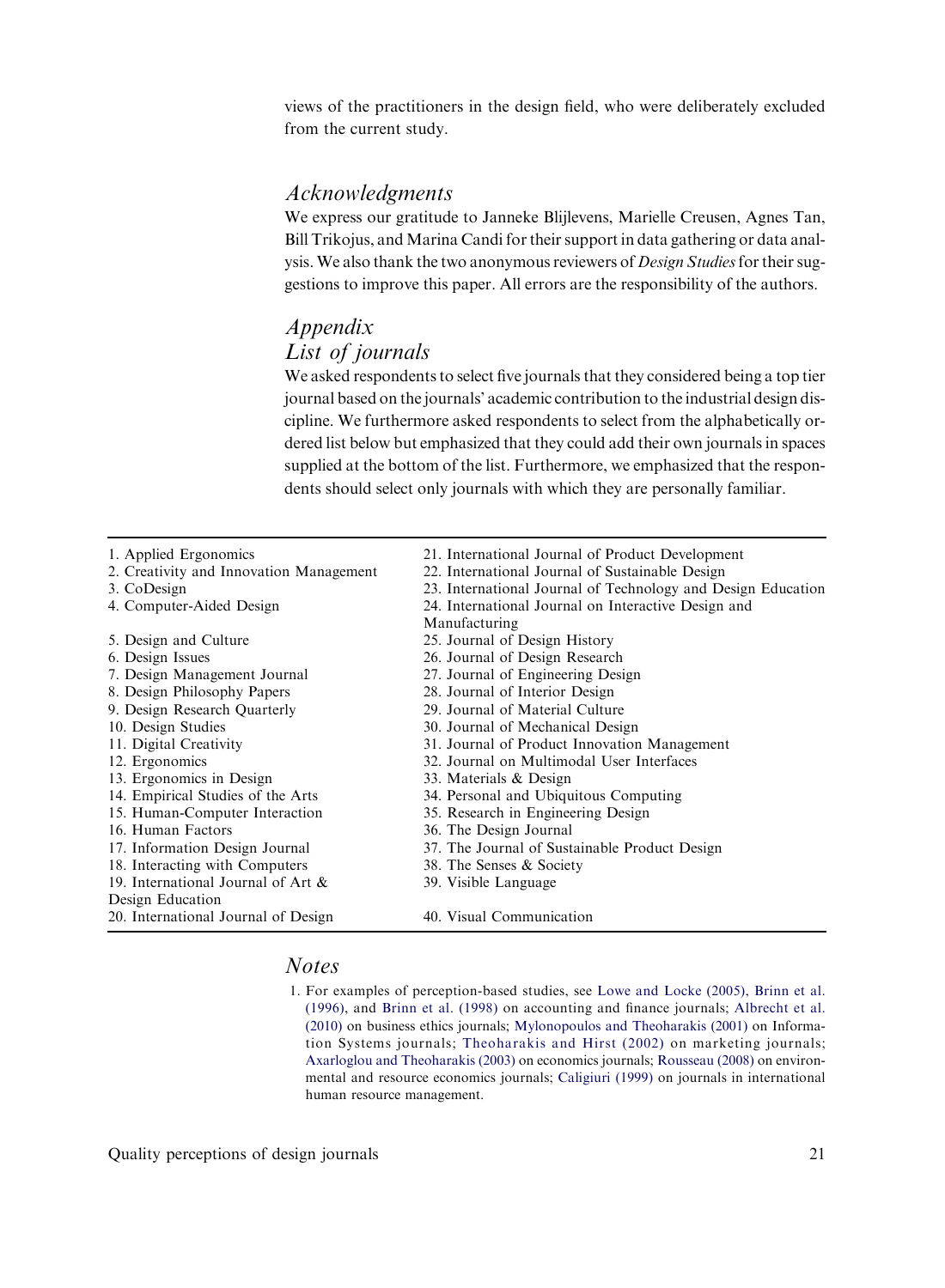views of the practitioners in the design field, who were deliberately excluded from the current study.

## Acknowledgments

We express our gratitude to Janneke Blijlevens, Marielle Creusen, Agnes Tan, Bill Trikojus, and Marina Candi for their support in data gathering or data analysis. We also thank the two anonymous reviewers of *Design Studies* for their suggestions to improve this paper. All errors are the responsibility of the authors.

## Appendix

## List of journals

We asked respondents to select five journals that they considered being a top tier journal based on the journals' academic contribution to the industrial design discipline. We furthermore asked respondents to select from the alphabetically ordered list below but emphasized that they could add their own journals in spaces supplied at the bottom of the list. Furthermore, we emphasized that the respondents should select only journals with which they are personally familiar.

| | |
|---|---|
| 1. Applied Ergonomics | 21. International Journal of Product Development |
| 2. Creativity and Innovation Management | 22. International Journal of Sustainable Design |
| 3. CoDesign | 23. International Journal of Technology and Design Education |
| 4. Computer-Aided Design | 24. International Journal on Interactive Design and Manufacturing |
| 5. Design and Culture | 25. Journal of Design History |
| 6. Design Issues | 26. Journal of Design Research |
| 7. Design Management Journal | 27. Journal of Engineering Design |
| 8. Design Philosophy Papers | 28. Journal of Interior Design |
| 9. Design Research Quarterly | 29. Journal of Material Culture |
| 10. Design Studies | 30. Journal of Mechanical Design |
| 11. Digital Creativity | 31. Journal of Product Innovation Management |
| 12. Ergonomics | 32. Journal on Multimodal User Interfaces |
| 13. Ergonomics in Design | 33. Materials & Design |
| 14. Empirical Studies of the Arts | 34. Personal and Ubiquitous Computing |
| 15. Human-Computer Interaction | 35. Research in Engineering Design |
| 16. Human Factors | 36. The Design Journal |
| 17. Information Design Journal | 37. The Journal of Sustainable Product Design |
| 18. Interacting with Computers | 38. The Senses & Society |
| 19. International Journal of Art & Design Education | 39. Visible Language |
| 20. International Journal of Design | 40. Visual Communication |

## Notes

1. For examples of perception-based studies, see Lowe and Locke (2005), Brinn et al. (1996), and Brinn et al. (1998) on accounting and finance journals; Albrecht et al. (2010) on business ethics journals; Mylonopoulos and Theoharakis (2001) on Information Systems journals; Theoharakis and Hirst (2002) on marketing journals; Axarloglou and Theoharakis (2003) on economics journals; Rousseau (2008) on environmental and resource economics journals; Caligiuri (1999) on journals in international human resource management.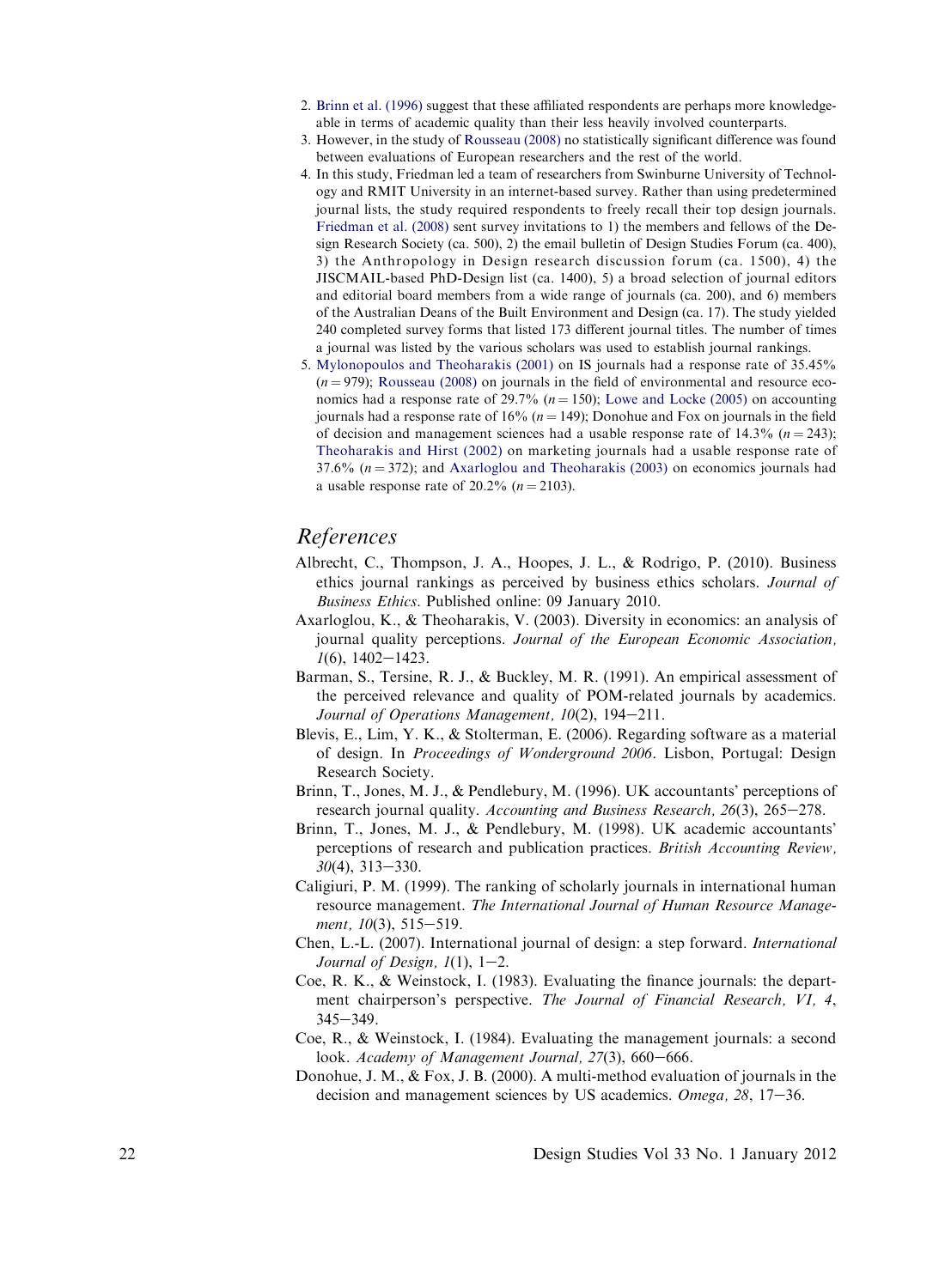2. Brinn et al. (1996) suggest that these affiliated respondents are perhaps more knowledgeable in terms of academic quality than their less heavily involved counterparts.
3. However, in the study of Rousseau (2008) no statistically significant difference was found between evaluations of European researchers and the rest of the world.
4. In this study, Friedman led a team of researchers from Swinburne University of Technology and RMIT University in an internet-based survey. Rather than using predetermined journal lists, the study required respondents to freely recall their top design journals. Friedman et al. (2008) sent survey invitations to 1) the members and fellows of the Design Research Society (ca. 500), 2) the email bulletin of Design Studies Forum (ca. 400), 3) the Anthropology in Design research discussion forum (ca. 1500), 4) the JISCMAIL-based PhD-Design list (ca. 1400), 5) a broad selection of journal editors and editorial board members from a wide range of journals (ca. 200), and 6) members of the Australian Deans of the Built Environment and Design (ca. 17). The study yielded 240 completed survey forms that listed 173 different journal titles. The number of times a journal was listed by the various scholars was used to establish journal rankings.
5. Mylonopoulos and Theoharakis (2001) on IS journals had a response rate of 35.45% ($n = 979$); Rousseau (2008) on journals in the field of environmental and resource economics had a response rate of 29.7% ($n = 150$); Lowe and Locke (2005) on accounting journals had a response rate of 16% ($n = 149$); Donohue and Fox on journals in the field of decision and management sciences had a usable response rate of 14.3% ($n = 243$); Theoharakis and Hirst (2002) on marketing journals had a usable response rate of 37.6% ($n = 372$); and Axarloglou and Theoharakis (2003) on economics journals had a usable response rate of 20.2% ($n = 2103$).

## References

Albrecht, C., Thompson, J. A., Hoopes, J. L., & Rodrigo, P. (2010). Business ethics journal rankings as perceived by business ethics scholars. *Journal of Business Ethics*. Published online: 09 January 2010.

Axarloglou, K., & Theoharakis, V. (2003). Diversity in economics: an analysis of journal quality perceptions. *Journal of the European Economic Association, 1*(6), 1402–1423.

Barman, S., Tersine, R. J., & Buckley, M. R. (1991). An empirical assessment of the perceived relevance and quality of POM-related journals by academics. *Journal of Operations Management, 10*(2), 194–211.

Blevis, E., Lim, Y. K., & Stolterman, E. (2006). Regarding software as a material of design. In *Proceedings of Wonderground 2006*. Lisbon, Portugal: Design Research Society.

Brinn, T., Jones, M. J., & Pendlebury, M. (1996). UK accountants' perceptions of research journal quality. *Accounting and Business Research, 26*(3), 265–278.

Brinn, T., Jones, M. J., & Pendlebury, M. (1998). UK academic accountants' perceptions of research and publication practices. *British Accounting Review, 30*(4), 313–330.

Caligiuri, P. M. (1999). The ranking of scholarly journals in international human resource management. *The International Journal of Human Resource Management, 10*(3), 515–519.

Chen, L.-L. (2007). International journal of design: a step forward. *International Journal of Design, 1*(1), 1–2.

Coe, R. K., & Weinstock, I. (1983). Evaluating the finance journals: the department chairperson's perspective. *The Journal of Financial Research, VI, 4*, 345–349.

Coe, R., & Weinstock, I. (1984). Evaluating the management journals: a second look. *Academy of Management Journal, 27*(3), 660–666.

Donohue, J. M., & Fox, J. B. (2000). A multi-method evaluation of journals in the decision and management sciences by US academics. *Omega, 28*, 17–36.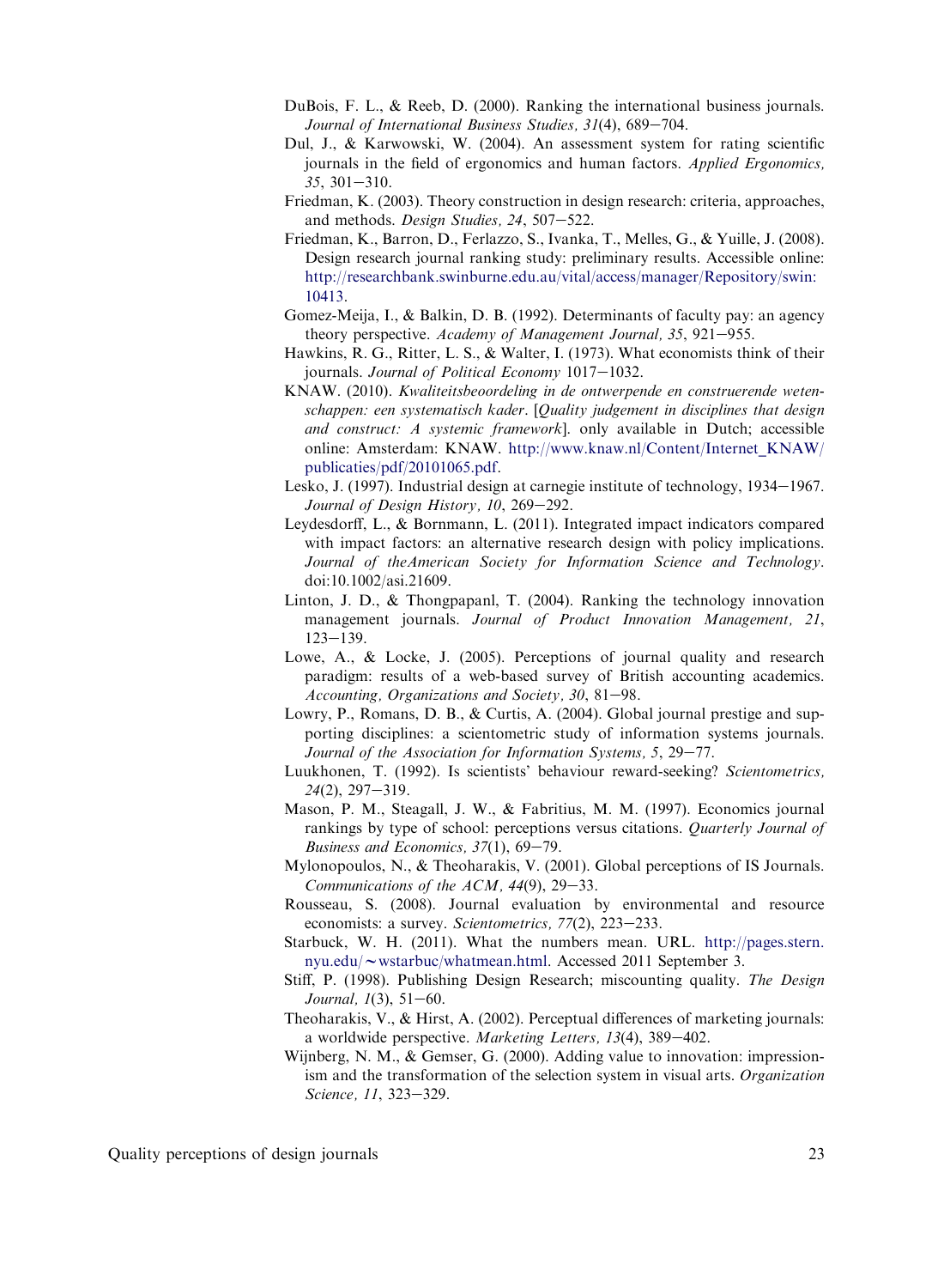DuBois, F. L., & Reeb, D. (2000). Ranking the international business journals. *Journal of International Business Studies, 31*(4), 689–704.

Dul, J., & Karwowski, W. (2004). An assessment system for rating scientific journals in the field of ergonomics and human factors. *Applied Ergonomics, 35*, 301–310.

Friedman, K. (2003). Theory construction in design research: criteria, approaches, and methods. *Design Studies, 24*, 507–522.

Friedman, K., Barron, D., Ferlazzo, S., Ivanka, T., Melles, G., & Yuille, J. (2008). Design research journal ranking study: preliminary results. Accessible online: http://researchbank.swinburne.edu.au/vital/access/manager/Repository/swin:10413.

Gomez-Meija, I., & Balkin, D. B. (1992). Determinants of faculty pay: an agency theory perspective. *Academy of Management Journal, 35*, 921–955.

Hawkins, R. G., Ritter, L. S., & Walter, I. (1973). What economists think of their journals. *Journal of Political Economy* 1017–1032.

KNAW. (2010). *Kwaliteitsbeoordeling in de ontwerpende en construerende wetenschappen: een systematisch kader*. [*Quality judgement in disciplines that design and construct: A systemic framework*]. only available in Dutch; accessible online: Amsterdam: KNAW. http://www.knaw.nl/Content/Internet_KNAW/publicaties/pdf/20101065.pdf.

Lesko, J. (1997). Industrial design at carnegie institute of technology, 1934–1967. *Journal of Design History, 10*, 269–292.

Leydesdorff, L., & Bornmann, L. (2011). Integrated impact indicators compared with impact factors: an alternative research design with policy implications. *Journal of theAmerican Society for Information Science and Technology*. doi:10.1002/asi.21609.

Linton, J. D., & Thongpapanl, T. (2004). Ranking the technology innovation management journals. *Journal of Product Innovation Management, 21*, 123–139.

Lowe, A., & Locke, J. (2005). Perceptions of journal quality and research paradigm: results of a web-based survey of British accounting academics. *Accounting, Organizations and Society, 30*, 81–98.

Lowry, P., Romans, D. B., & Curtis, A. (2004). Global journal prestige and supporting disciplines: a scientometric study of information systems journals. *Journal of the Association for Information Systems, 5*, 29–77.

Luukhonen, T. (1992). Is scientists' behaviour reward-seeking? *Scientometrics, 24*(2), 297–319.

Mason, P. M., Steagall, J. W., & Fabritius, M. M. (1997). Economics journal rankings by type of school: perceptions versus citations. *Quarterly Journal of Business and Economics, 37*(1), 69–79.

Mylonopoulos, N., & Theoharakis, V. (2001). Global perceptions of IS Journals. *Communications of the ACM, 44*(9), 29–33.

Rousseau, S. (2008). Journal evaluation by environmental and resource economists: a survey. *Scientometrics, 77*(2), 223–233.

Starbuck, W. H. (2011). What the numbers mean. URL. http://pages.stern.nyu.edu/~wstarbuc/whatmean.html. Accessed 2011 September 3.

Stiff, P. (1998). Publishing Design Research; miscounting quality. *The Design Journal, 1*(3), 51–60.

Theoharakis, V., & Hirst, A. (2002). Perceptual differences of marketing journals: a worldwide perspective. *Marketing Letters, 13*(4), 389–402.

Wijnberg, N. M., & Gemser, G. (2000). Adding value to innovation: impressionism and the transformation of the selection system in visual arts. *Organization Science, 11*, 323–329.